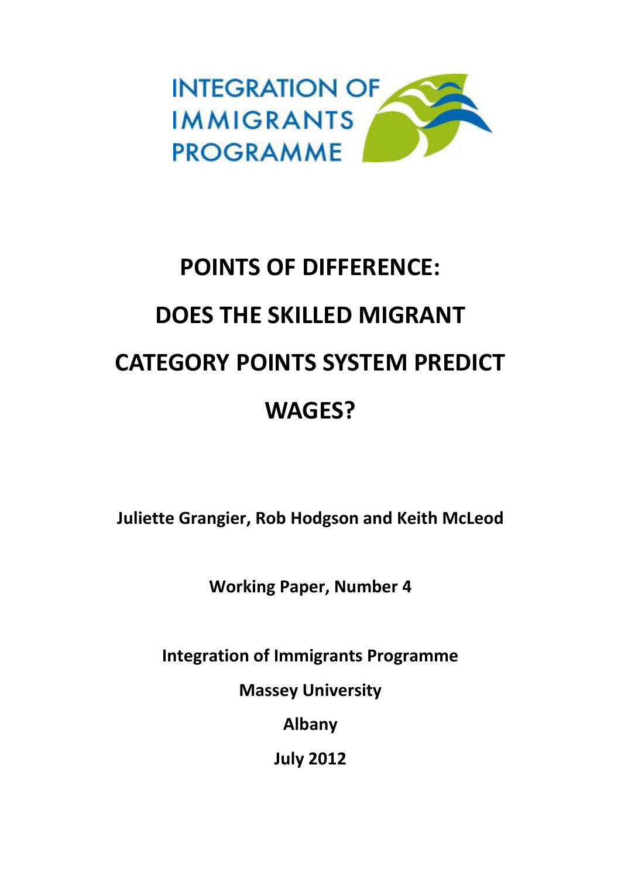INTEGRATION OF
IMMIGRANTS
PROGRAMME

# POINTS OF DIFFERENCE: DOES THE SKILLED MIGRANT CATEGORY POINTS SYSTEM PREDICT WAGES?

**Juliette Grangier, Rob Hodgson and Keith McLeod**

**Working Paper, Number 4**

**Integration of Immigrants Programme**

**Massey University**

**Albany**

**July 2012**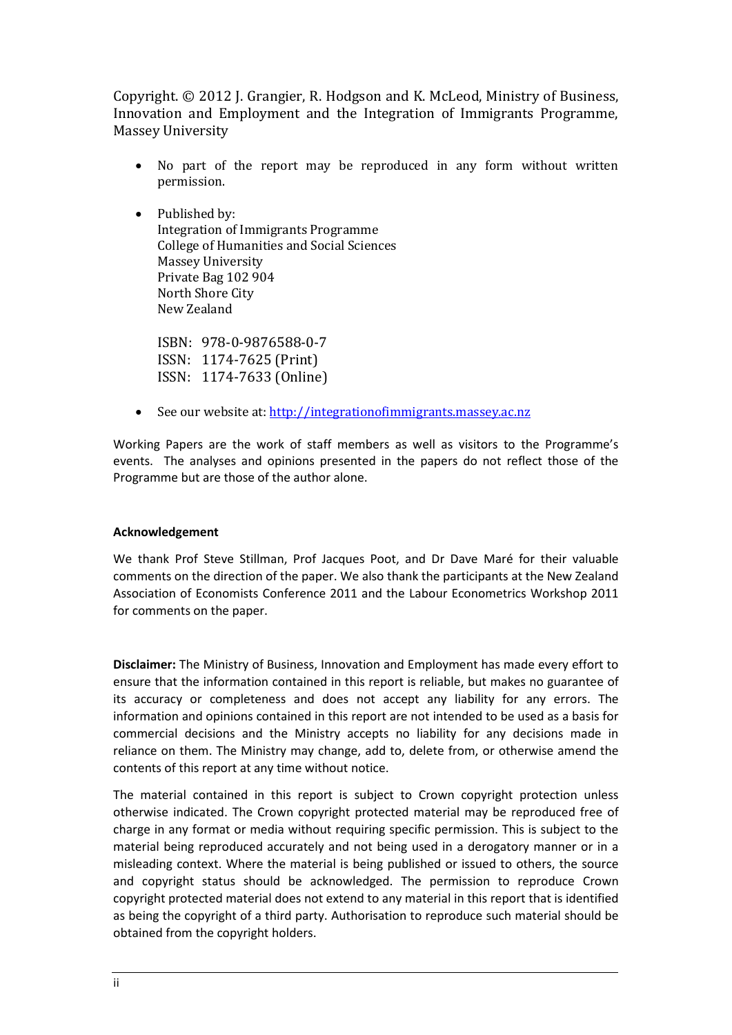Copyright. © 2012 J. Grangier, R. Hodgson and K. McLeod, Ministry of Business, Innovation and Employment and the Integration of Immigrants Programme, Massey University

- No part of the report may be reproduced in any form without written permission.

- Published by:
  Integration of Immigrants Programme
  College of Humanities and Social Sciences
  Massey University
  Private Bag 102 904
  North Shore City
  New Zealand

  ISBN: 978-0-9876588-0-7
  ISSN: 1174-7625 (Print)
  ISSN: 1174-7633 (Online)

- See our website at: http://integrationofimmigrants.massey.ac.nz

Working Papers are the work of staff members as well as visitors to the Programme's events. The analyses and opinions presented in the papers do not reflect those of the Programme but are those of the author alone.

**Acknowledgement**

We thank Prof Steve Stillman, Prof Jacques Poot, and Dr Dave Maré for their valuable comments on the direction of the paper. We also thank the participants at the New Zealand Association of Economists Conference 2011 and the Labour Econometrics Workshop 2011 for comments on the paper.

**Disclaimer:** The Ministry of Business, Innovation and Employment has made every effort to ensure that the information contained in this report is reliable, but makes no guarantee of its accuracy or completeness and does not accept any liability for any errors. The information and opinions contained in this report are not intended to be used as a basis for commercial decisions and the Ministry accepts no liability for any decisions made in reliance on them. The Ministry may change, add to, delete from, or otherwise amend the contents of this report at any time without notice.

The material contained in this report is subject to Crown copyright protection unless otherwise indicated. The Crown copyright protected material may be reproduced free of charge in any format or media without requiring specific permission. This is subject to the material being reproduced accurately and not being used in a derogatory manner or in a misleading context. Where the material is being published or issued to others, the source and copyright status should be acknowledged. The permission to reproduce Crown copyright protected material does not extend to any material in this report that is identified as being the copyright of a third party. Authorisation to reproduce such material should be obtained from the copyright holders.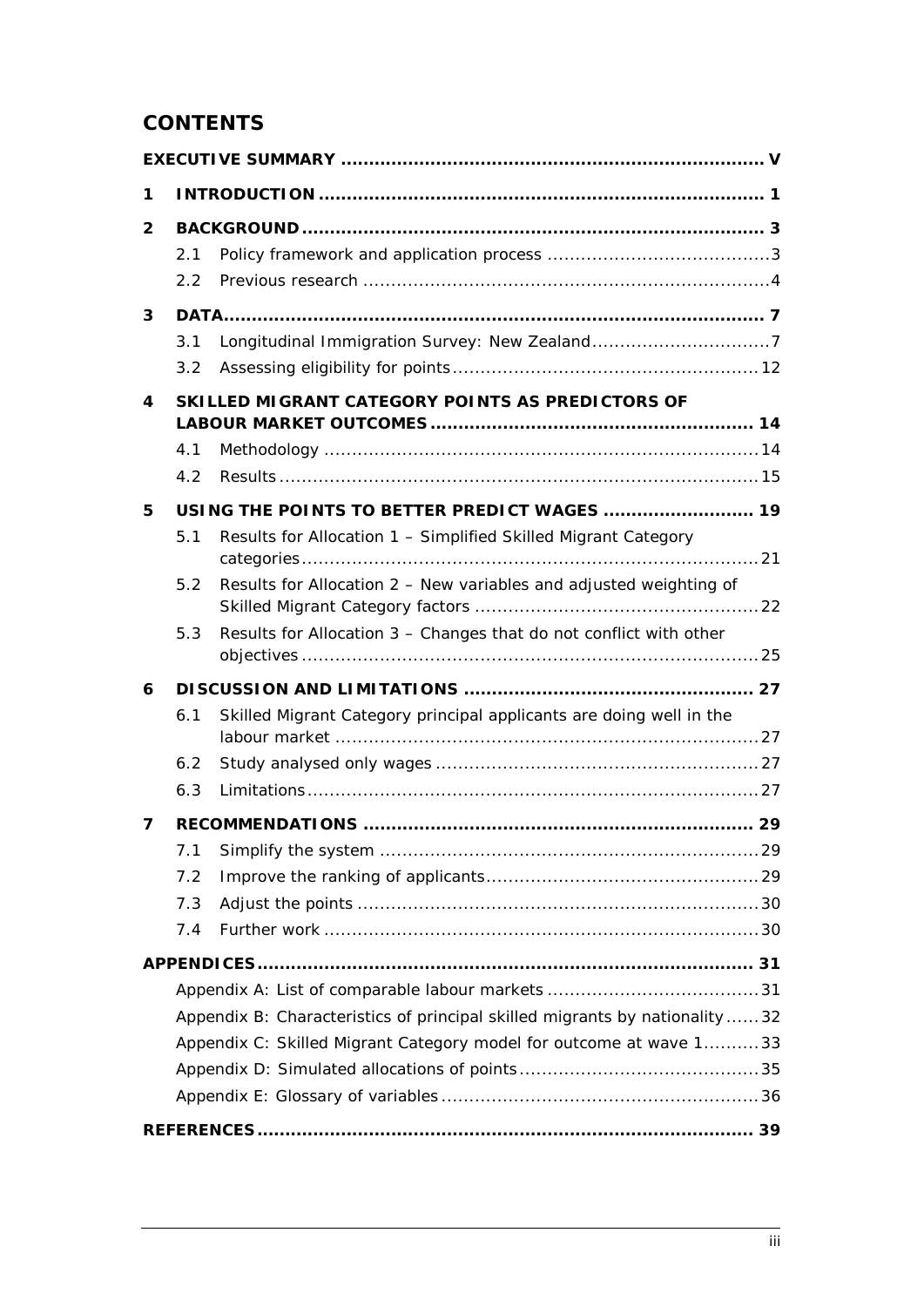# CONTENTS

| | | |
|---|---|---|
| **EXECUTIVE SUMMARY** | | **V** |
| **1 INTRODUCTION** | | **1** |
| **2 BACKGROUND** | | **3** |
| | 2.1 Policy framework and application process | 3 |
| | 2.2 Previous research | 4 |
| **3 DATA** | | **7** |
| | 3.1 Longitudinal Immigration Survey: New Zealand | 7 |
| | 3.2 Assessing eligibility for points | 12 |
| **4 SKILLED MIGRANT CATEGORY POINTS AS PREDICTORS OF LABOUR MARKET OUTCOMES** | | **14** |
| | 4.1 Methodology | 14 |
| | 4.2 Results | 15 |
| **5 USING THE POINTS TO BETTER PREDICT WAGES** | | **19** |
| | 5.1 Results for Allocation 1 – Simplified Skilled Migrant Category categories | 21 |
| | 5.2 Results for Allocation 2 – New variables and adjusted weighting of Skilled Migrant Category factors | 22 |
| | 5.3 Results for Allocation 3 – Changes that do not conflict with other objectives | 25 |
| **6 DISCUSSION AND LIMITATIONS** | | **27** |
| | 6.1 Skilled Migrant Category principal applicants are doing well in the labour market | 27 |
| | 6.2 Study analysed only wages | 27 |
| | 6.3 Limitations | 27 |
| **7 RECOMMENDATIONS** | | **29** |
| | 7.1 Simplify the system | 29 |
| | 7.2 Improve the ranking of applicants | 29 |
| | 7.3 Adjust the points | 30 |
| | 7.4 Further work | 30 |
| **APPENDICES** | | **31** |
| | Appendix A: List of comparable labour markets | 31 |
| | Appendix B: Characteristics of principal skilled migrants by nationality | 32 |
| | Appendix C: Skilled Migrant Category model for outcome at wave 1 | 33 |
| | Appendix D: Simulated allocations of points | 35 |
| | Appendix E: Glossary of variables | 36 |
| **REFERENCES** | | **39** |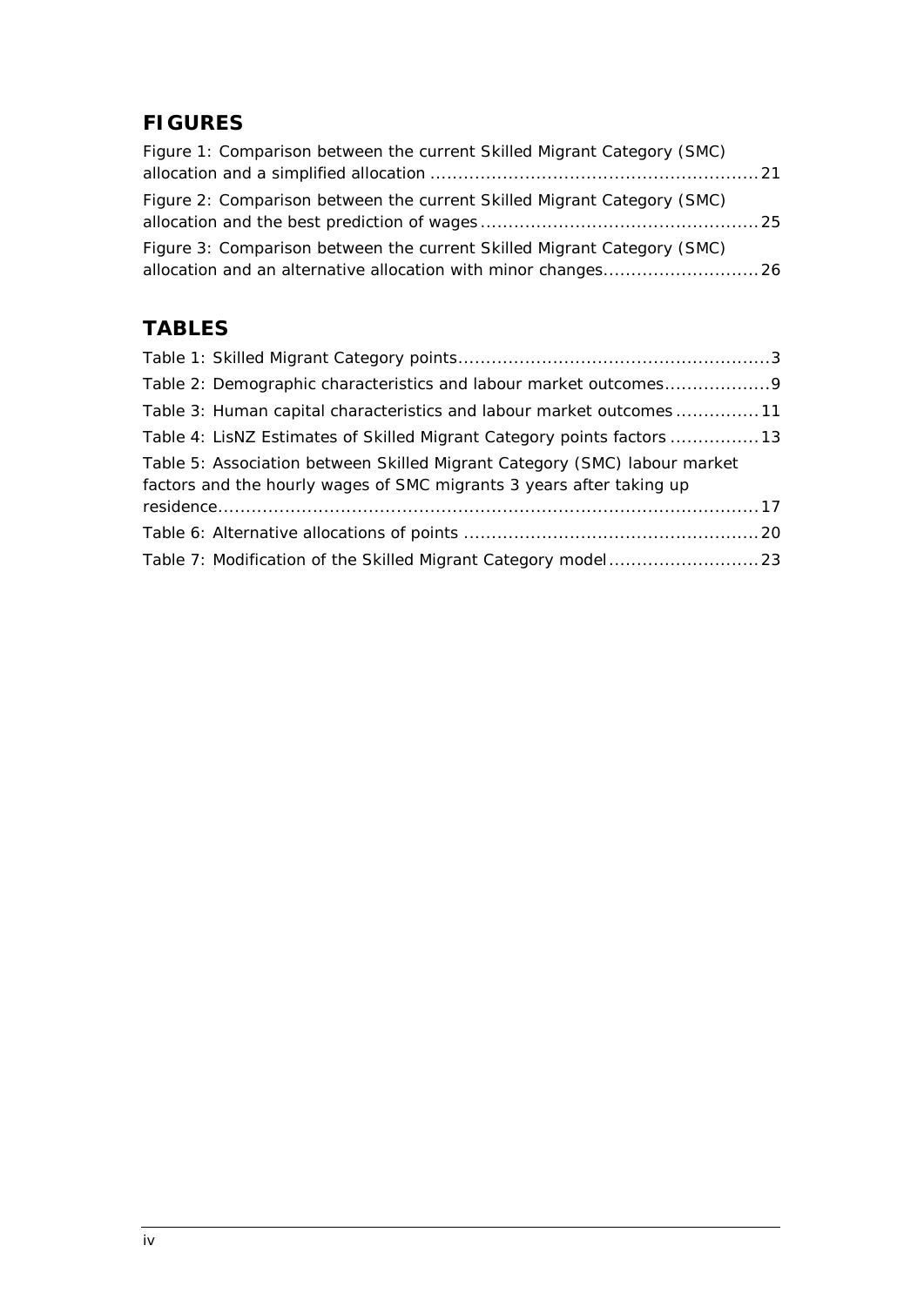## FIGURES

Figure 1: Comparison between the current Skilled Migrant Category (SMC) allocation and a simplified allocation ............................................................21

Figure 2: Comparison between the current Skilled Migrant Category (SMC) allocation and the best prediction of wages ..................................................25

Figure 3: Comparison between the current Skilled Migrant Category (SMC) allocation and an alternative allocation with minor changes............................26

## TABLES

Table 1: Skilled Migrant Category points.........................................................3

Table 2: Demographic characteristics and labour market outcomes...................9

Table 3: Human capital characteristics and labour market outcomes ...............11

Table 4: LisNZ Estimates of Skilled Migrant Category points factors ................13

Table 5: Association between Skilled Migrant Category (SMC) labour market factors and the hourly wages of SMC migrants 3 years after taking up residence.................................................................................................17

Table 6: Alternative allocations of points .....................................................20

Table 7: Modification of the Skilled Migrant Category model...........................23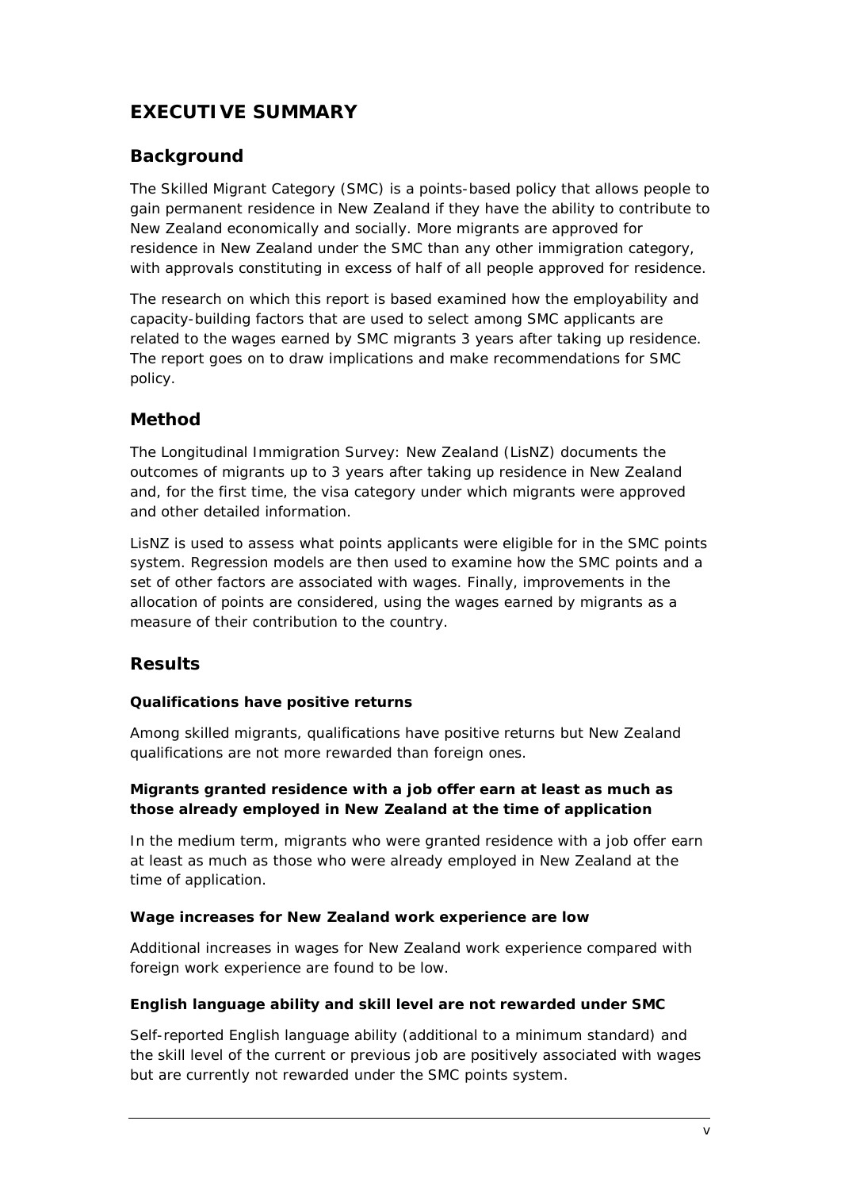# EXECUTIVE SUMMARY

## Background

The Skilled Migrant Category (SMC) is a points-based policy that allows people to gain permanent residence in New Zealand if they have the ability to contribute to New Zealand economically and socially. More migrants are approved for residence in New Zealand under the SMC than any other immigration category, with approvals constituting in excess of half of all people approved for residence.

The research on which this report is based examined how the employability and capacity-building factors that are used to select among SMC applicants are related to the wages earned by SMC migrants 3 years after taking up residence. The report goes on to draw implications and make recommendations for SMC policy.

## Method

The Longitudinal Immigration Survey: New Zealand (LisNZ) documents the outcomes of migrants up to 3 years after taking up residence in New Zealand and, for the first time, the visa category under which migrants were approved and other detailed information.

LisNZ is used to assess what points applicants were eligible for in the SMC points system. Regression models are then used to examine how the SMC points and a set of other factors are associated with wages. Finally, improvements in the allocation of points are considered, using the wages earned by migrants as a measure of their contribution to the country.

## Results

#### Qualifications have positive returns

Among skilled migrants, qualifications have positive returns but New Zealand qualifications are not more rewarded than foreign ones.

#### Migrants granted residence with a job offer earn at least as much as those already employed in New Zealand at the time of application

In the medium term, migrants who were granted residence with a job offer earn at least as much as those who were already employed in New Zealand at the time of application.

#### Wage increases for New Zealand work experience are low

Additional increases in wages for New Zealand work experience compared with foreign work experience are found to be low.

#### English language ability and skill level are not rewarded under SMC

Self-reported English language ability (additional to a minimum standard) and the skill level of the current or previous job are positively associated with wages but are currently not rewarded under the SMC points system.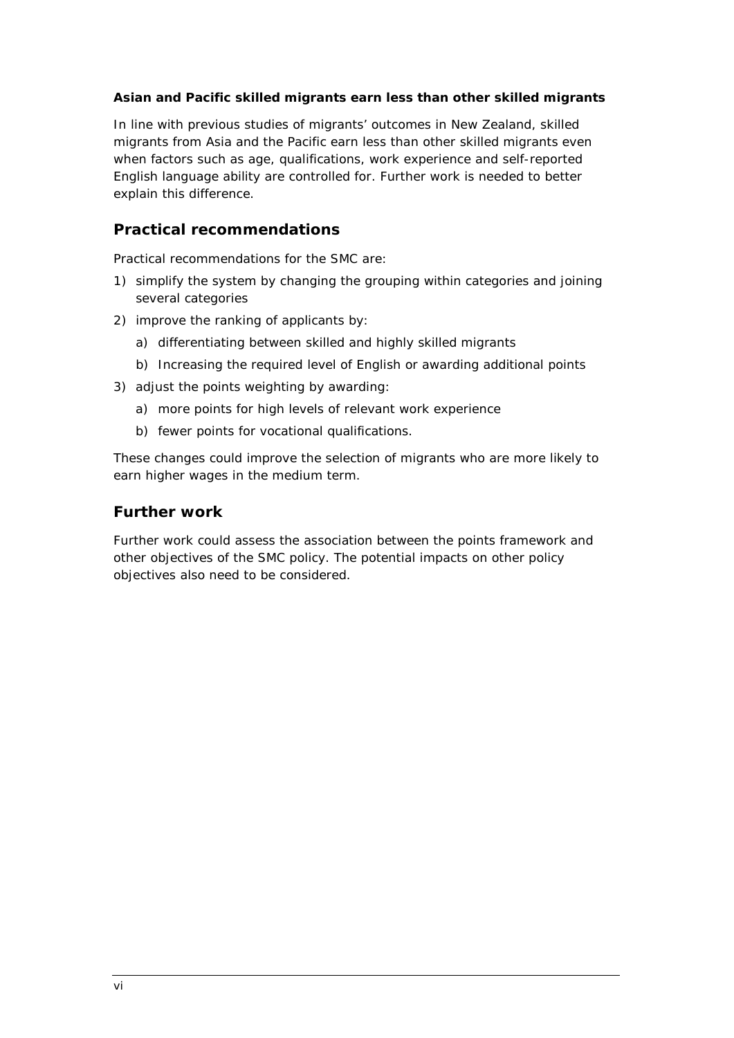**Asian and Pacific skilled migrants earn less than other skilled migrants**

In line with previous studies of migrants' outcomes in New Zealand, skilled migrants from Asia and the Pacific earn less than other skilled migrants even when factors such as age, qualifications, work experience and self-reported English language ability are controlled for. Further work is needed to better explain this difference.

## Practical recommendations

Practical recommendations for the SMC are:

1) simplify the system by changing the grouping within categories and joining several categories
2) improve the ranking of applicants by:
   a) differentiating between skilled and highly skilled migrants
   b) Increasing the required level of English or awarding additional points
3) adjust the points weighting by awarding:
   a) more points for high levels of relevant work experience
   b) fewer points for vocational qualifications.

These changes could improve the selection of migrants who are more likely to earn higher wages in the medium term.

## Further work

Further work could assess the association between the points framework and other objectives of the SMC policy. The potential impacts on other policy objectives also need to be considered.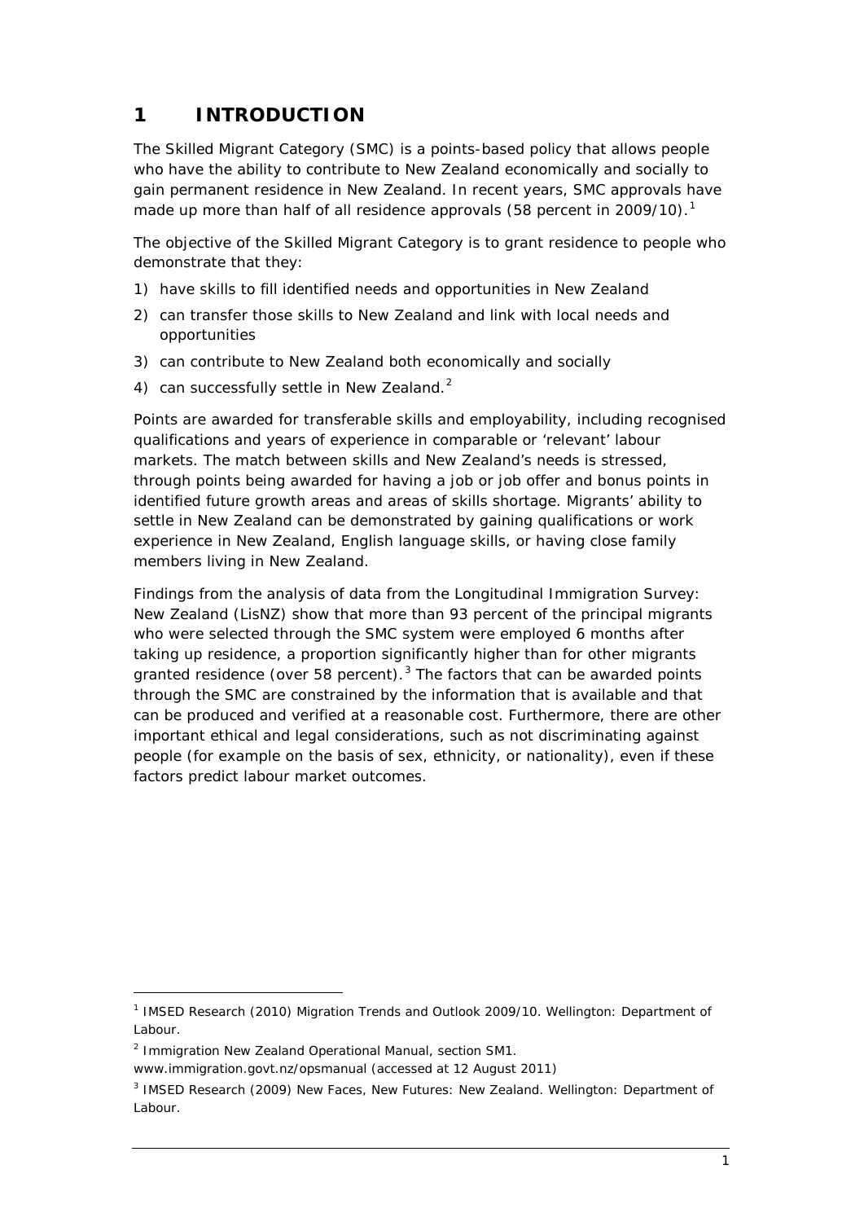# 1 INTRODUCTION

The Skilled Migrant Category (SMC) is a points-based policy that allows people who have the ability to contribute to New Zealand economically and socially to gain permanent residence in New Zealand. In recent years, SMC approvals have made up more than half of all residence approvals (58 percent in 2009/10).[1]

The objective of the Skilled Migrant Category is to grant residence to people who demonstrate that they:

1) have skills to fill identified needs and opportunities in New Zealand
2) can transfer those skills to New Zealand and link with local needs and opportunities
3) can contribute to New Zealand both economically and socially
4) can successfully settle in New Zealand.[2]

Points are awarded for transferable skills and employability, including recognised qualifications and years of experience in comparable or 'relevant' labour markets. The match between skills and New Zealand's needs is stressed, through points being awarded for having a job or job offer and bonus points in identified future growth areas and areas of skills shortage. Migrants' ability to settle in New Zealand can be demonstrated by gaining qualifications or work experience in New Zealand, English language skills, or having close family members living in New Zealand.

Findings from the analysis of data from the Longitudinal Immigration Survey: New Zealand (LisNZ) show that more than 93 percent of the principal migrants who were selected through the SMC system were employed 6 months after taking up residence, a proportion significantly higher than for other migrants granted residence (over 58 percent).[3] The factors that can be awarded points through the SMC are constrained by the information that is available and that can be produced and verified at a reasonable cost. Furthermore, there are other important ethical and legal considerations, such as not discriminating against people (for example on the basis of sex, ethnicity, or nationality), even if these factors predict labour market outcomes.

---

[1] IMSED Research (2010) *Migration Trends and Outlook 2009/10*. Wellington: Department of Labour.

[2] Immigration New Zealand Operational Manual, section SM1. www.immigration.govt.nz/opsmanual (accessed at 12 August 2011)

[3] IMSED Research (2009) *New Faces, New Futures: New Zealand*. Wellington: Department of Labour.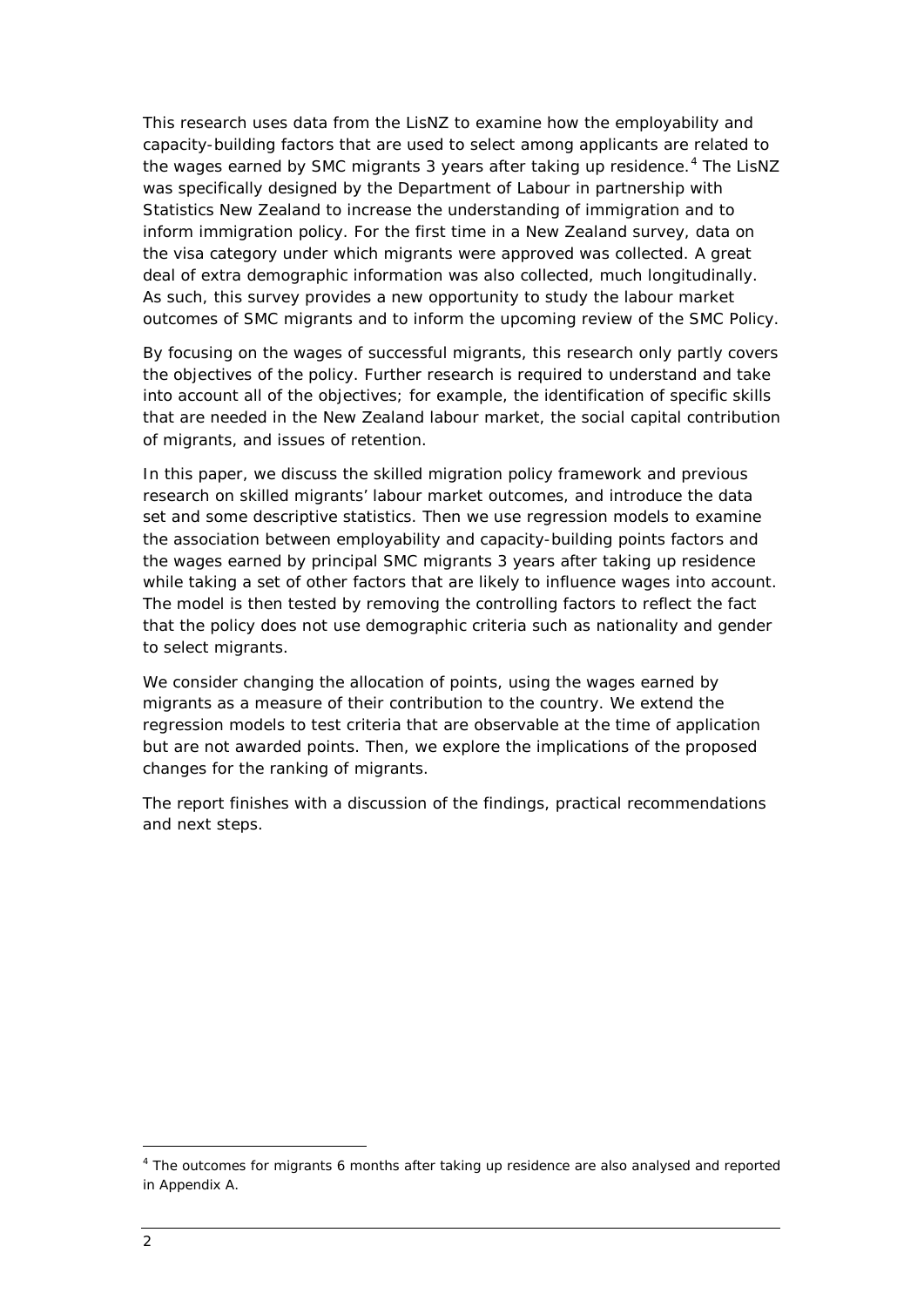This research uses data from the LisNZ to examine how the employability and capacity-building factors that are used to select among applicants are related to the wages earned by SMC migrants 3 years after taking up residence.[4] The LisNZ was specifically designed by the Department of Labour in partnership with Statistics New Zealand to increase the understanding of immigration and to inform immigration policy. For the first time in a New Zealand survey, data on the visa category under which migrants were approved was collected. A great deal of extra demographic information was also collected, much longitudinally. As such, this survey provides a new opportunity to study the labour market outcomes of SMC migrants and to inform the upcoming review of the SMC Policy.

By focusing on the wages of successful migrants, this research only partly covers the objectives of the policy. Further research is required to understand and take into account all of the objectives; for example, the identification of specific skills that are needed in the New Zealand labour market, the social capital contribution of migrants, and issues of retention.

In this paper, we discuss the skilled migration policy framework and previous research on skilled migrants' labour market outcomes, and introduce the data set and some descriptive statistics. Then we use regression models to examine the association between employability and capacity-building points factors and the wages earned by principal SMC migrants 3 years after taking up residence while taking a set of other factors that are likely to influence wages into account. The model is then tested by removing the controlling factors to reflect the fact that the policy does not use demographic criteria such as nationality and gender to select migrants.

We consider changing the allocation of points, using the wages earned by migrants as a measure of their contribution to the country. We extend the regression models to test criteria that are observable at the time of application but are not awarded points. Then, we explore the implications of the proposed changes for the ranking of migrants.

The report finishes with a discussion of the findings, practical recommendations and next steps.

[4] The outcomes for migrants 6 months after taking up residence are also analysed and reported in Appendix A.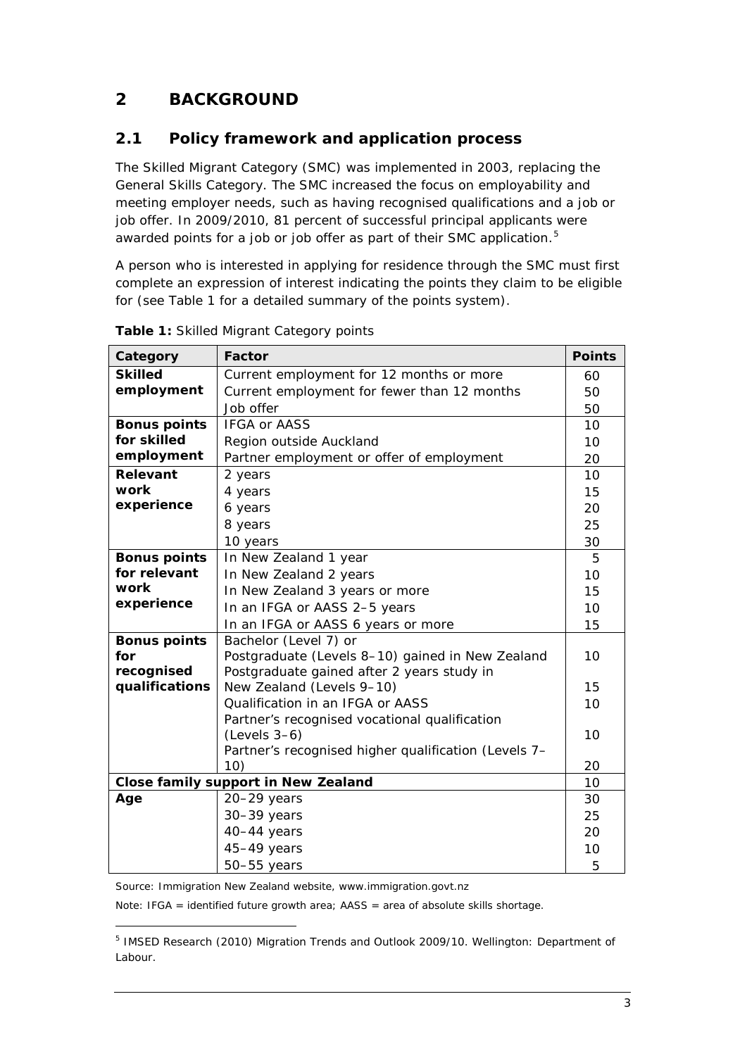# 2 BACKGROUND

## 2.1 Policy framework and application process

The Skilled Migrant Category (SMC) was implemented in 2003, replacing the General Skills Category. The SMC increased the focus on employability and meeting employer needs, such as having recognised qualifications and a job or job offer. In 2009/2010, 81 percent of successful principal applicants were awarded points for a job or job offer as part of their SMC application.[5]

A person who is interested in applying for residence through the SMC must first complete an expression of interest indicating the points they claim to be eligible for (see Table 1 for a detailed summary of the points system).

**Table 1:** Skilled Migrant Category points

| Category | Factor | Points |
|---|---|---|
| **Skilled employment** | Current employment for 12 months or more | 60 |
| | Current employment for fewer than 12 months | 50 |
| | Job offer | 50 |
| **Bonus points for skilled employment** | IFGA or AASS | 10 |
| | Region outside Auckland | 10 |
| | Partner employment or offer of employment | 20 |
| **Relevant work experience** | 2 years | 10 |
| | 4 years | 15 |
| | 6 years | 20 |
| | 8 years | 25 |
| | 10 years | 30 |
| **Bonus points for relevant work experience** | In New Zealand 1 year | 5 |
| | In New Zealand 2 years | 10 |
| | In New Zealand 3 years or more | 15 |
| | In an IFGA or AASS 2–5 years | 10 |
| | In an IFGA or AASS 6 years or more | 15 |
| **Bonus points for recognised qualifications** | Bachelor (Level 7) or Postgraduate (Levels 8–10) gained in New Zealand | 10 |
| | Postgraduate gained after 2 years study in New Zealand (Levels 9–10) | 15 |
| | Qualification in an IFGA or AASS | 10 |
| | Partner's recognised vocational qualification (Levels 3–6) | 10 |
| | Partner's recognised higher qualification (Levels 7–10) | 20 |
| **Close family support in New Zealand** | | 10 |
| **Age** | 20–29 years | 30 |
| | 30–39 years | 25 |
| | 40–44 years | 20 |
| | 45–49 years | 10 |
| | 50–55 years | 5 |

Source: Immigration New Zealand website, www.immigration.govt.nz

Note: IFGA = identified future growth area; AASS = area of absolute skills shortage.

[5] IMSED Research (2010) Migration Trends and Outlook 2009/10. Wellington: Department of Labour.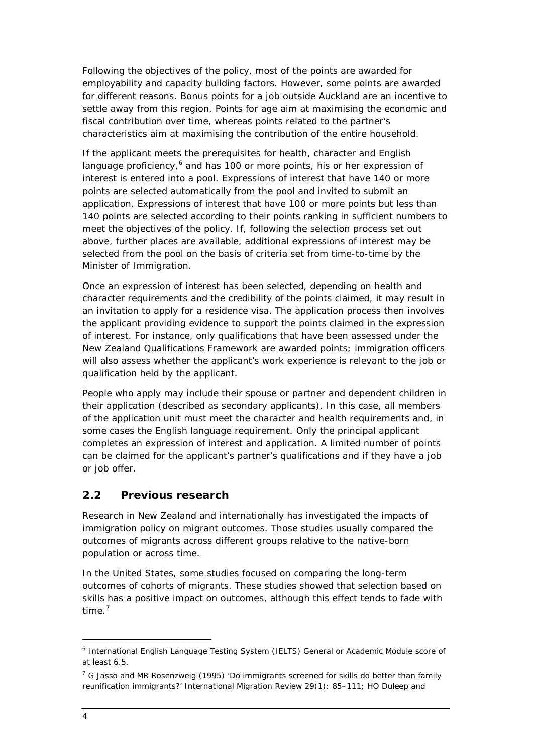Following the objectives of the policy, most of the points are awarded for employability and capacity building factors. However, some points are awarded for different reasons. Bonus points for a job outside Auckland are an incentive to settle away from this region. Points for age aim at maximising the economic and fiscal contribution over time, whereas points related to the partner's characteristics aim at maximising the contribution of the entire household.

If the applicant meets the prerequisites for health, character and English language proficiency,[6] and has 100 or more points, his or her expression of interest is entered into a pool. Expressions of interest that have 140 or more points are selected automatically from the pool and invited to submit an application. Expressions of interest that have 100 or more points but less than 140 points are selected according to their points ranking in sufficient numbers to meet the objectives of the policy. If, following the selection process set out above, further places are available, additional expressions of interest may be selected from the pool on the basis of criteria set from time-to-time by the Minister of Immigration.

Once an expression of interest has been selected, depending on health and character requirements and the credibility of the points claimed, it may result in an invitation to apply for a residence visa. The application process then involves the applicant providing evidence to support the points claimed in the expression of interest. For instance, only qualifications that have been assessed under the New Zealand Qualifications Framework are awarded points; immigration officers will also assess whether the applicant's work experience is relevant to the job or qualification held by the applicant.

People who apply may include their spouse or partner and dependent children in their application (described as secondary applicants). In this case, all members of the application unit must meet the character and health requirements and, in some cases the English language requirement. Only the principal applicant completes an expression of interest and application. A limited number of points can be claimed for the applicant's partner's qualifications and if they have a job or job offer.

## 2.2 Previous research

Research in New Zealand and internationally has investigated the impacts of immigration policy on migrant outcomes. Those studies usually compared the outcomes of migrants across different groups relative to the native-born population or across time.

In the United States, some studies focused on comparing the long-term outcomes of cohorts of migrants. These studies showed that selection based on skills has a positive impact on outcomes, although this effect tends to fade with time.[7]

---

[6] International English Language Testing System (IELTS) General or Academic Module score of at least 6.5.

[7] G Jasso and MR Rosenzweig (1995) 'Do immigrants screened for skills do better than family reunification immigrants?' *International Migration Review* 29(1): 85–111; HO Duleep and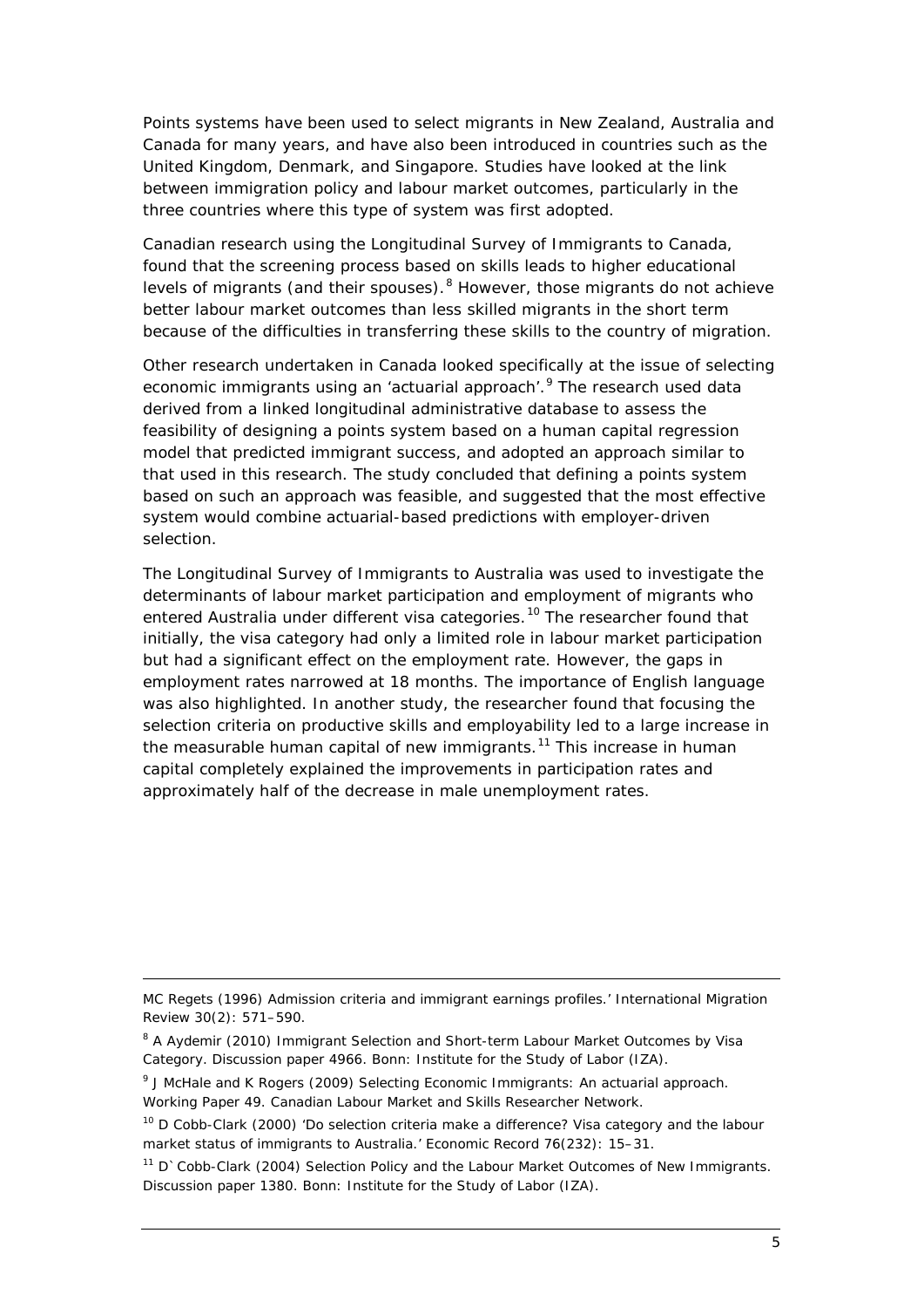Points systems have been used to select migrants in New Zealand, Australia and Canada for many years, and have also been introduced in countries such as the United Kingdom, Denmark, and Singapore. Studies have looked at the link between immigration policy and labour market outcomes, particularly in the three countries where this type of system was first adopted.

Canadian research using the Longitudinal Survey of Immigrants to Canada, found that the screening process based on skills leads to higher educational levels of migrants (and their spouses).[8] However, those migrants do not achieve better labour market outcomes than less skilled migrants in the short term because of the difficulties in transferring these skills to the country of migration.

Other research undertaken in Canada looked specifically at the issue of selecting economic immigrants using an 'actuarial approach'.[9] The research used data derived from a linked longitudinal administrative database to assess the feasibility of designing a points system based on a human capital regression model that predicted immigrant success, and adopted an approach similar to that used in this research. The study concluded that defining a points system based on such an approach was feasible, and suggested that the most effective system would combine actuarial-based predictions with employer-driven selection.

The Longitudinal Survey of Immigrants to Australia was used to investigate the determinants of labour market participation and employment of migrants who entered Australia under different visa categories.[10] The researcher found that initially, the visa category had only a limited role in labour market participation but had a significant effect on the employment rate. However, the gaps in employment rates narrowed at 18 months. The importance of English language was also highlighted. In another study, the researcher found that focusing the selection criteria on productive skills and employability led to a large increase in the measurable human capital of new immigrants.[11] This increase in human capital completely explained the improvements in participation rates and approximately half of the decrease in male unemployment rates.

---

MC Regets (1996) Admission criteria and immigrant earnings profiles.' *International Migration Review* 30(2): 571–590.

[8] A Aydemir (2010) *Immigrant Selection and Short-term Labour Market Outcomes by Visa Category*. Discussion paper 4966. Bonn: Institute for the Study of Labor (IZA).

[9] J McHale and K Rogers (2009) *Selecting Economic Immigrants: An actuarial approach*. Working Paper 49. Canadian Labour Market and Skills Researcher Network.

[10] D Cobb-Clark (2000) 'Do selection criteria make a difference? Visa category and the labour market status of immigrants to Australia.' *Economic Record* 76(232): 15–31.

[11] D` Cobb-Clark (2004) *Selection Policy and the Labour Market Outcomes of New Immigrants*. Discussion paper 1380. Bonn: Institute for the Study of Labor (IZA).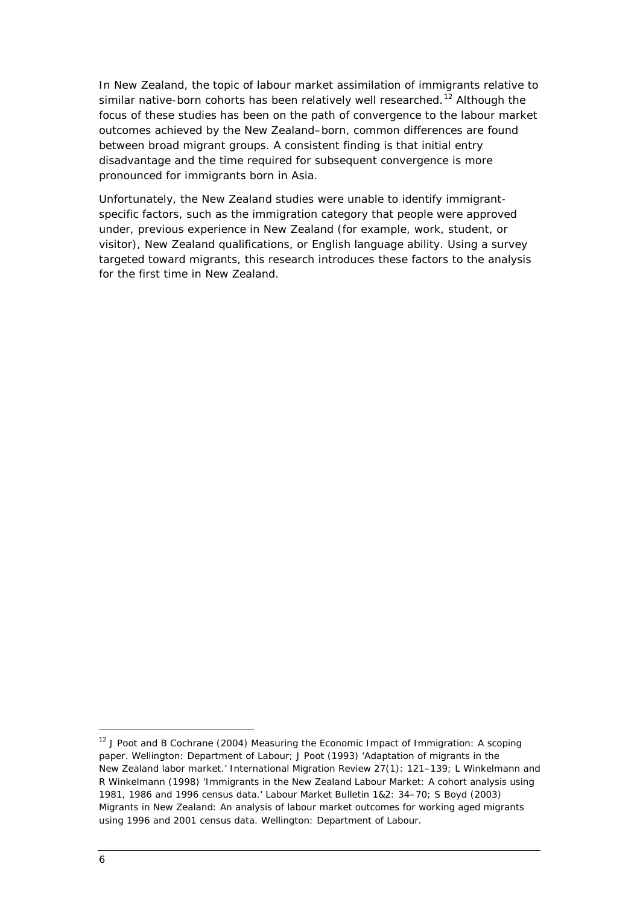In New Zealand, the topic of labour market assimilation of immigrants relative to similar native-born cohorts has been relatively well researched.[12] Although the focus of these studies has been on the path of convergence to the labour market outcomes achieved by the New Zealand–born, common differences are found between broad migrant groups. A consistent finding is that initial entry disadvantage and the time required for subsequent convergence is more pronounced for immigrants born in Asia.

Unfortunately, the New Zealand studies were unable to identify immigrant-specific factors, such as the immigration category that people were approved under, previous experience in New Zealand (for example, work, student, or visitor), New Zealand qualifications, or English language ability. Using a survey targeted toward migrants, this research introduces these factors to the analysis for the first time in New Zealand.

---

[12] J Poot and B Cochrane (2004) *Measuring the Economic Impact of Immigration: A scoping paper*. Wellington: Department of Labour; J Poot (1993) 'Adaptation of migrants in the New Zealand labor market.' *International Migration Review* 27(1): 121–139; L Winkelmann and R Winkelmann (1998) 'Immigrants in the New Zealand Labour Market: A cohort analysis using 1981, 1986 and 1996 census data.' *Labour Market Bulletin* 1&2: 34–70; S Boyd (2003) *Migrants in New Zealand: An analysis of labour market outcomes for working aged migrants using 1996 and 2001 census data*. Wellington: Department of Labour.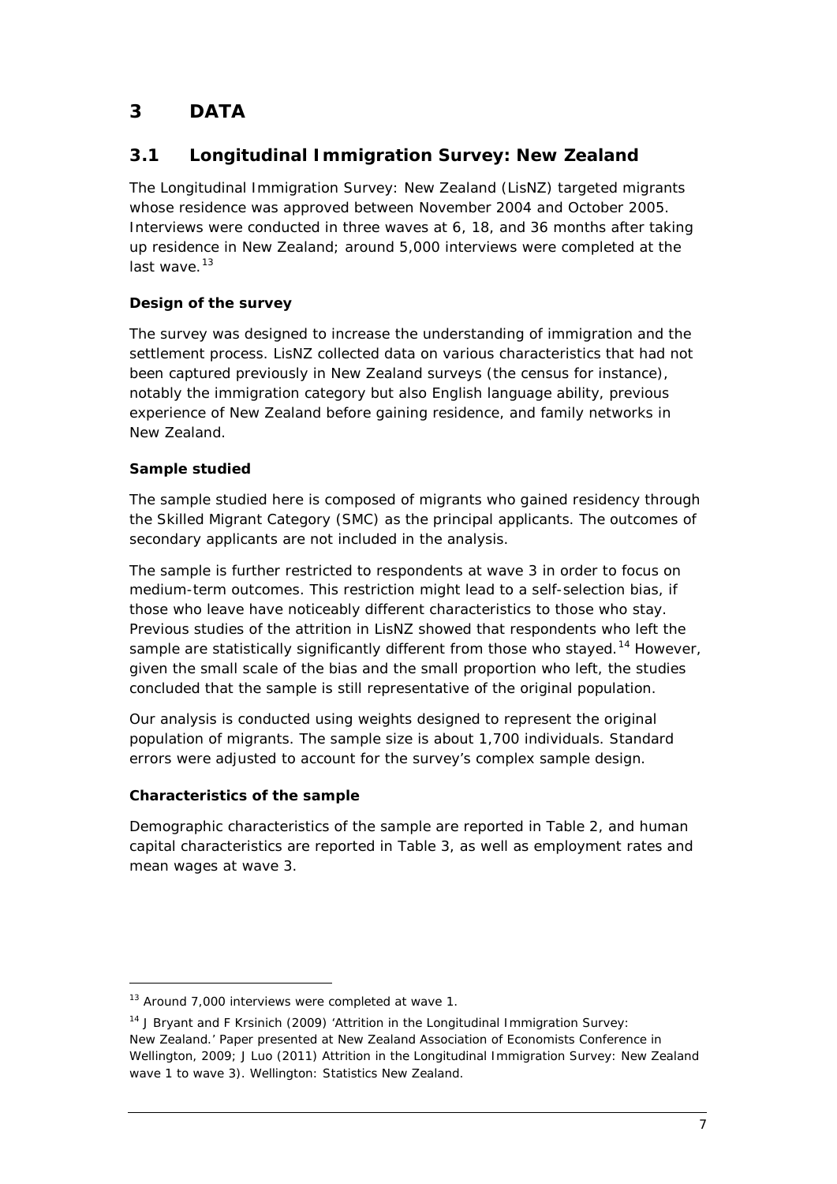# 3 DATA

## 3.1 Longitudinal Immigration Survey: New Zealand

The Longitudinal Immigration Survey: New Zealand (LisNZ) targeted migrants whose residence was approved between November 2004 and October 2005. Interviews were conducted in three waves at 6, 18, and 36 months after taking up residence in New Zealand; around 5,000 interviews were completed at the last wave.[13]

### Design of the survey

The survey was designed to increase the understanding of immigration and the settlement process. LisNZ collected data on various characteristics that had not been captured previously in New Zealand surveys (the census for instance), notably the immigration category but also English language ability, previous experience of New Zealand before gaining residence, and family networks in New Zealand.

### Sample studied

The sample studied here is composed of migrants who gained residency through the Skilled Migrant Category (SMC) as the principal applicants. The outcomes of secondary applicants are not included in the analysis.

The sample is further restricted to respondents at wave 3 in order to focus on medium-term outcomes. This restriction might lead to a self-selection bias, if those who leave have noticeably different characteristics to those who stay. Previous studies of the attrition in LisNZ showed that respondents who left the sample are statistically significantly different from those who stayed.[14] However, given the small scale of the bias and the small proportion who left, the studies concluded that the sample is still representative of the original population.

Our analysis is conducted using weights designed to represent the original population of migrants. The sample size is about 1,700 individuals. Standard errors were adjusted to account for the survey's complex sample design.

### Characteristics of the sample

Demographic characteristics of the sample are reported in Table 2, and human capital characteristics are reported in Table 3, as well as employment rates and mean wages at wave 3.

---

[13] Around 7,000 interviews were completed at wave 1.

[14] J Bryant and F Krsinich (2009) 'Attrition in the Longitudinal Immigration Survey: New Zealand.' Paper presented at New Zealand Association of Economists Conference in Wellington, 2009; J Luo (2011) Attrition in the Longitudinal Immigration Survey: New Zealand wave 1 to wave 3). Wellington: Statistics New Zealand.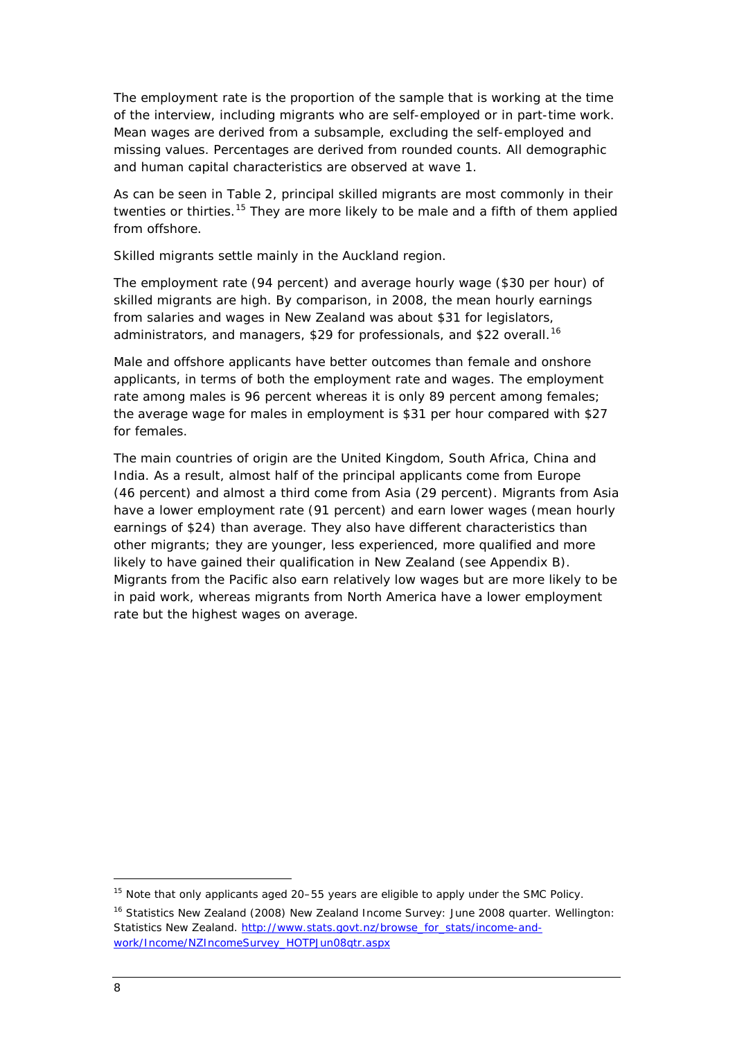The employment rate is the proportion of the sample that is working at the time of the interview, including migrants who are self-employed or in part-time work. Mean wages are derived from a subsample, excluding the self-employed and missing values. Percentages are derived from rounded counts. All demographic and human capital characteristics are observed at wave 1.

As can be seen in Table 2, principal skilled migrants are most commonly in their twenties or thirties.[15] They are more likely to be male and a fifth of them applied from offshore.

Skilled migrants settle mainly in the Auckland region.

The employment rate (94 percent) and average hourly wage ($30 per hour) of skilled migrants are high. By comparison, in 2008, the mean hourly earnings from salaries and wages in New Zealand was about $31 for legislators, administrators, and managers, $29 for professionals, and $22 overall.[16]

Male and offshore applicants have better outcomes than female and onshore applicants, in terms of both the employment rate and wages. The employment rate among males is 96 percent whereas it is only 89 percent among females; the average wage for males in employment is $31 per hour compared with $27 for females.

The main countries of origin are the United Kingdom, South Africa, China and India. As a result, almost half of the principal applicants come from Europe (46 percent) and almost a third come from Asia (29 percent). Migrants from Asia have a lower employment rate (91 percent) and earn lower wages (mean hourly earnings of $24) than average. They also have different characteristics than other migrants; they are younger, less experienced, more qualified and more likely to have gained their qualification in New Zealand (see Appendix B). Migrants from the Pacific also earn relatively low wages but are more likely to be in paid work, whereas migrants from North America have a lower employment rate but the highest wages on average.

---

[15] Note that only applicants aged 20–55 years are eligible to apply under the SMC Policy.

[16] Statistics New Zealand (2008) New Zealand Income Survey: June 2008 quarter. Wellington: Statistics New Zealand. http://www.stats.govt.nz/browse_for_stats/income-and-work/Income/NZIncomeSurvey_HOTPJun08qtr.aspx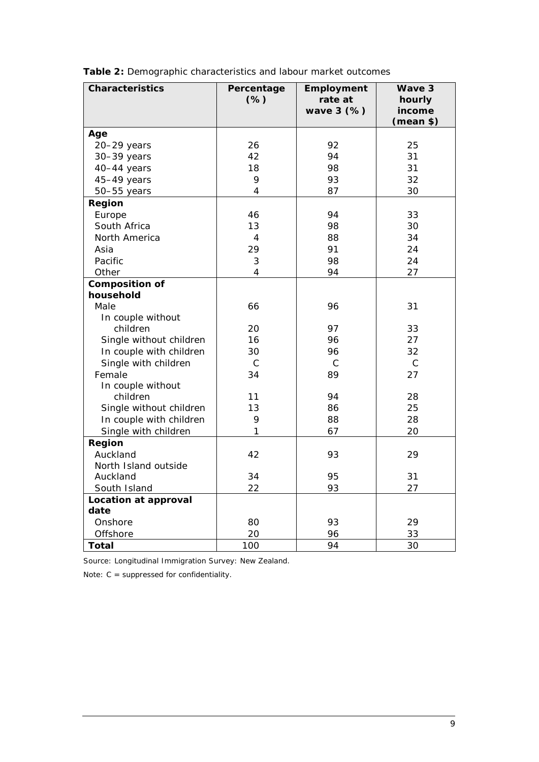**Table 2:** Demographic characteristics and labour market outcomes

| Characteristics | Percentage (%) | Employment rate at wave 3 (%) | Wave 3 hourly income (mean $) |
|---|---|---|---|
| **Age** | | | |
| 20–29 years | 26 | 92 | 25 |
| 30–39 years | 42 | 94 | 31 |
| 40–44 years | 18 | 98 | 31 |
| 45–49 years | 9 | 93 | 32 |
| 50–55 years | 4 | 87 | 30 |
| **Region** | | | |
| Europe | 46 | 94 | 33 |
| South Africa | 13 | 98 | 30 |
| North America | 4 | 88 | 34 |
| Asia | 29 | 91 | 24 |
| Pacific | 3 | 98 | 24 |
| Other | 4 | 94 | 27 |
| **Composition of household** | | | |
| Male | 66 | 96 | 31 |
| In couple without children | 20 | 97 | 33 |
| Single without children | 16 | 96 | 27 |
| In couple with children | 30 | 96 | 32 |
| Single with children | C | C | C |
| Female | 34 | 89 | 27 |
| In couple without children | 11 | 94 | 28 |
| Single without children | 13 | 86 | 25 |
| In couple with children | 9 | 88 | 28 |
| Single with children | 1 | 67 | 20 |
| **Region** | | | |
| Auckland | 42 | 93 | 29 |
| North Island outside Auckland | 34 | 95 | 31 |
| South Island | 22 | 93 | 27 |
| **Location at approval date** | | | |
| Onshore | 80 | 93 | 29 |
| Offshore | 20 | 96 | 33 |
| **Total** | 100 | 94 | 30 |

Source: Longitudinal Immigration Survey: New Zealand.

Note: C = suppressed for confidentiality.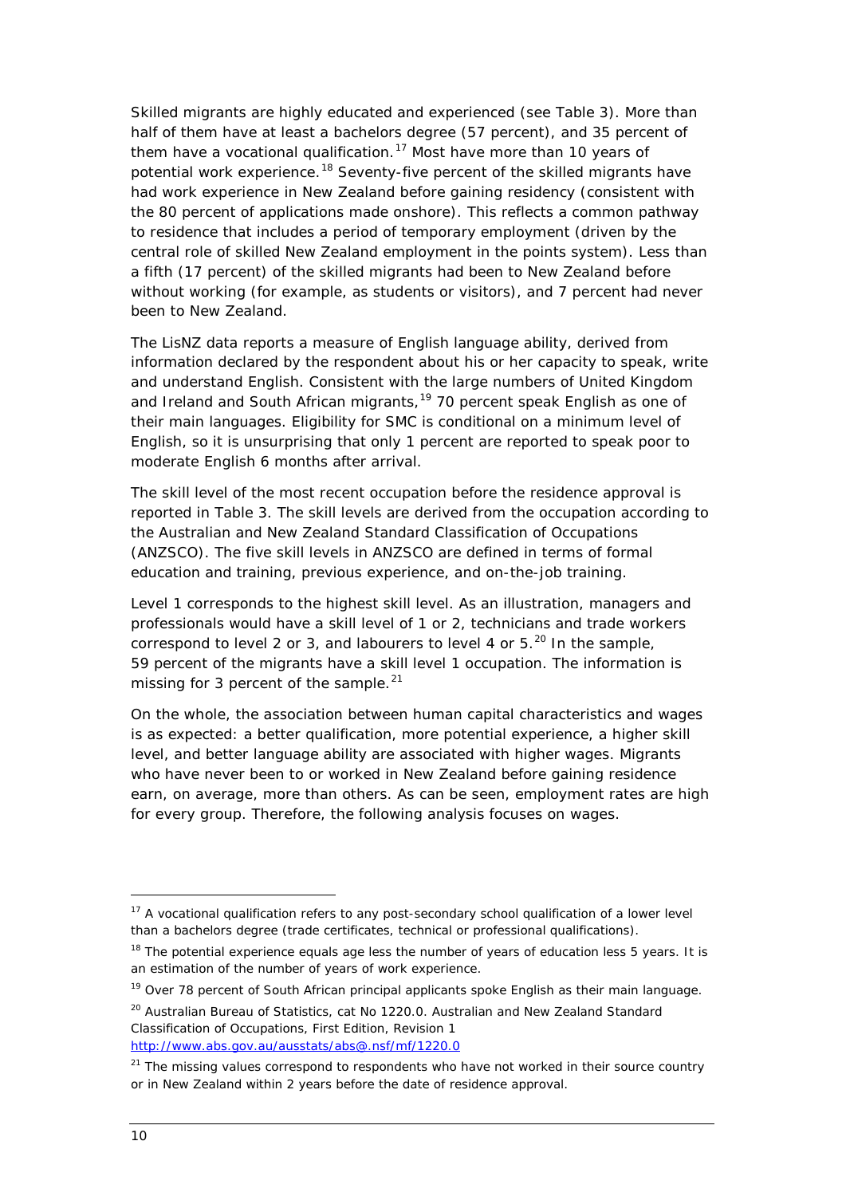Skilled migrants are highly educated and experienced (see Table 3). More than half of them have at least a bachelors degree (57 percent), and 35 percent of them have a vocational qualification.[17] Most have more than 10 years of potential work experience.[18] Seventy-five percent of the skilled migrants have had work experience in New Zealand before gaining residency (consistent with the 80 percent of applications made onshore). This reflects a common pathway to residence that includes a period of temporary employment (driven by the central role of skilled New Zealand employment in the points system). Less than a fifth (17 percent) of the skilled migrants had been to New Zealand before without working (for example, as students or visitors), and 7 percent had never been to New Zealand.

The LisNZ data reports a measure of English language ability, derived from information declared by the respondent about his or her capacity to speak, write and understand English. Consistent with the large numbers of United Kingdom and Ireland and South African migrants,[19] 70 percent speak English as one of their main languages. Eligibility for SMC is conditional on a minimum level of English, so it is unsurprising that only 1 percent are reported to speak poor to moderate English 6 months after arrival.

The skill level of the most recent occupation before the residence approval is reported in Table 3. The skill levels are derived from the occupation according to the Australian and New Zealand Standard Classification of Occupations (ANZSCO). The five skill levels in ANZSCO are defined in terms of formal education and training, previous experience, and on-the-job training.

Level 1 corresponds to the highest skill level. As an illustration, managers and professionals would have a skill level of 1 or 2, technicians and trade workers correspond to level 2 or 3, and labourers to level 4 or 5.[20] In the sample, 59 percent of the migrants have a skill level 1 occupation. The information is missing for 3 percent of the sample.[21]

On the whole, the association between human capital characteristics and wages is as expected: a better qualification, more potential experience, a higher skill level, and better language ability are associated with higher wages. Migrants who have never been to or worked in New Zealand before gaining residence earn, on average, more than others. As can be seen, employment rates are high for every group. Therefore, the following analysis focuses on wages.

---

[17] A vocational qualification refers to any post-secondary school qualification of a lower level than a bachelors degree (trade certificates, technical or professional qualifications).

[18] The potential experience equals age less the number of years of education less 5 years. It is an estimation of the number of years of work experience.

[19] Over 78 percent of South African principal applicants spoke English as their main language.

[20] Australian Bureau of Statistics, cat No 1220.0. Australian and New Zealand Standard Classification of Occupations, First Edition, Revision 1 http://www.abs.gov.au/ausstats/abs@.nsf/mf/1220.0

[21] The missing values correspond to respondents who have not worked in their source country or in New Zealand within 2 years before the date of residence approval.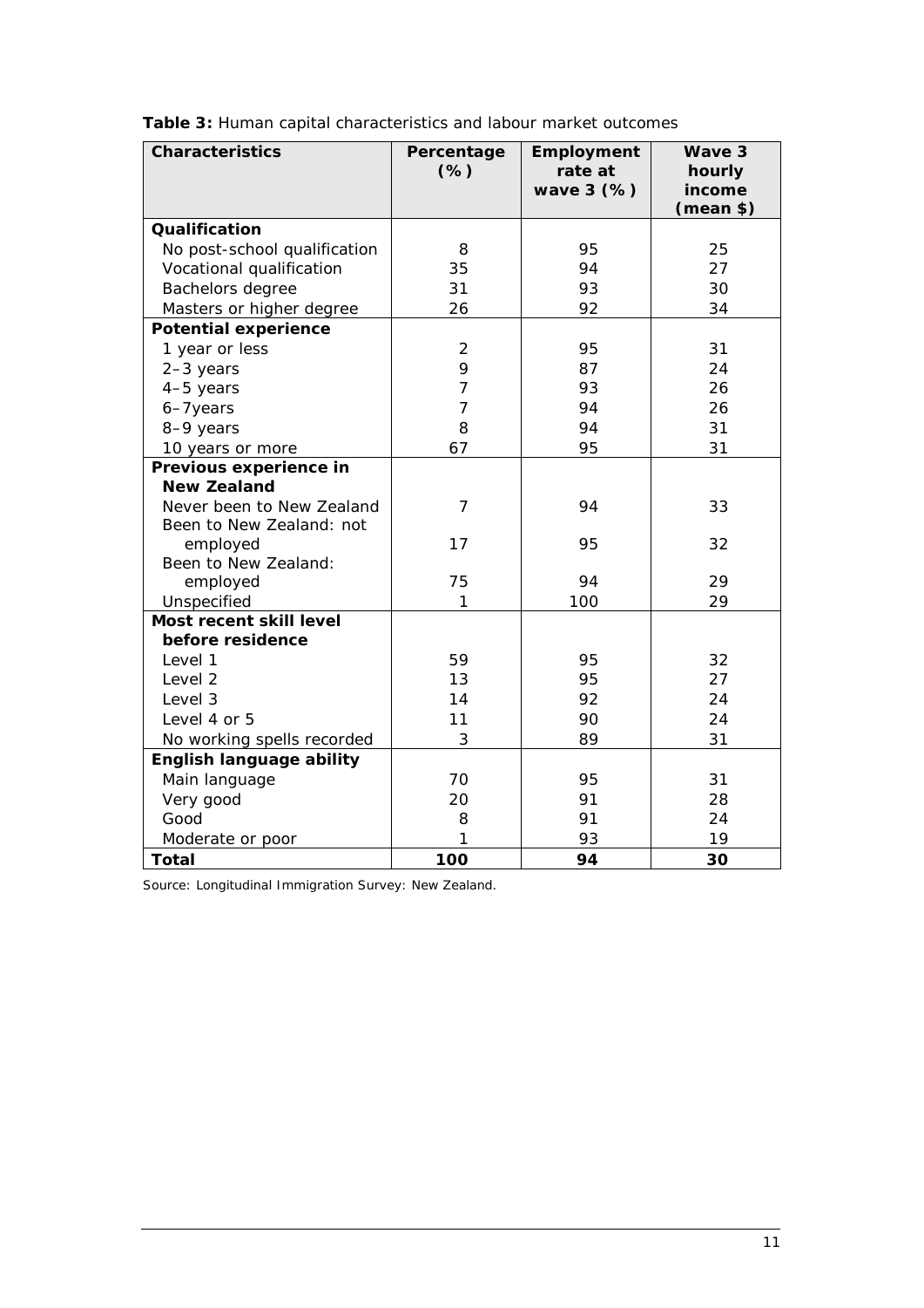**Table 3:** Human capital characteristics and labour market outcomes

| Characteristics | Percentage (%) | Employment rate at wave 3 (%) | Wave 3 hourly income (mean $) |
|---|---|---|---|
| **Qualification** | | | |
| No post-school qualification | 8 | 95 | 25 |
| Vocational qualification | 35 | 94 | 27 |
| Bachelors degree | 31 | 93 | 30 |
| Masters or higher degree | 26 | 92 | 34 |
| **Potential experience** | | | |
| 1 year or less | 2 | 95 | 31 |
| 2–3 years | 9 | 87 | 24 |
| 4–5 years | 7 | 93 | 26 |
| 6–7years | 7 | 94 | 26 |
| 8–9 years | 8 | 94 | 31 |
| 10 years or more | 67 | 95 | 31 |
| **Previous experience in New Zealand** | | | |
| Never been to New Zealand | 7 | 94 | 33 |
| Been to New Zealand: not employed | 17 | 95 | 32 |
| Been to New Zealand: employed | 75 | 94 | 29 |
| Unspecified | 1 | 100 | 29 |
| **Most recent skill level before residence** | | | |
| Level 1 | 59 | 95 | 32 |
| Level 2 | 13 | 95 | 27 |
| Level 3 | 14 | 92 | 24 |
| Level 4 or 5 | 11 | 90 | 24 |
| No working spells recorded | 3 | 89 | 31 |
| **English language ability** | | | |
| Main language | 70 | 95 | 31 |
| Very good | 20 | 91 | 28 |
| Good | 8 | 91 | 24 |
| Moderate or poor | 1 | 93 | 19 |
| **Total** | **100** | **94** | **30** |

Source: Longitudinal Immigration Survey: New Zealand.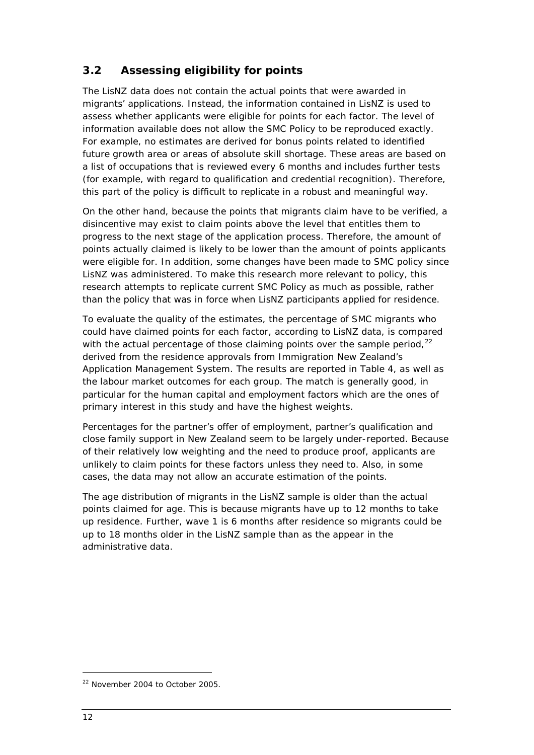## 3.2 Assessing eligibility for points

The LisNZ data does not contain the actual points that were awarded in migrants' applications. Instead, the information contained in LisNZ is used to assess whether applicants were eligible for points for each factor. The level of information available does not allow the SMC Policy to be reproduced exactly. For example, no estimates are derived for bonus points related to identified future growth area or areas of absolute skill shortage. These areas are based on a list of occupations that is reviewed every 6 months and includes further tests (for example, with regard to qualification and credential recognition). Therefore, this part of the policy is difficult to replicate in a robust and meaningful way.

On the other hand, because the points that migrants claim have to be verified, a disincentive may exist to claim points above the level that entitles them to progress to the next stage of the application process. Therefore, the amount of points actually claimed is likely to be lower than the amount of points applicants were eligible for. In addition, some changes have been made to SMC policy since LisNZ was administered. To make this research more relevant to policy, this research attempts to replicate current SMC Policy as much as possible, rather than the policy that was in force when LisNZ participants applied for residence.

To evaluate the quality of the estimates, the percentage of SMC migrants who could have claimed points for each factor, according to LisNZ data, is compared with the actual percentage of those claiming points over the sample period,[22] derived from the residence approvals from Immigration New Zealand's Application Management System. The results are reported in Table 4, as well as the labour market outcomes for each group. The match is generally good, in particular for the human capital and employment factors which are the ones of primary interest in this study and have the highest weights.

Percentages for the partner's offer of employment, partner's qualification and close family support in New Zealand seem to be largely under-reported. Because of their relatively low weighting and the need to produce proof, applicants are unlikely to claim points for these factors unless they need to. Also, in some cases, the data may not allow an accurate estimation of the points.

The age distribution of migrants in the LisNZ sample is older than the actual points claimed for age. This is because migrants have up to 12 months to take up residence. Further, wave 1 is 6 months after residence so migrants could be up to 18 months older in the LisNZ sample than as the appear in the administrative data.

[22] November 2004 to October 2005.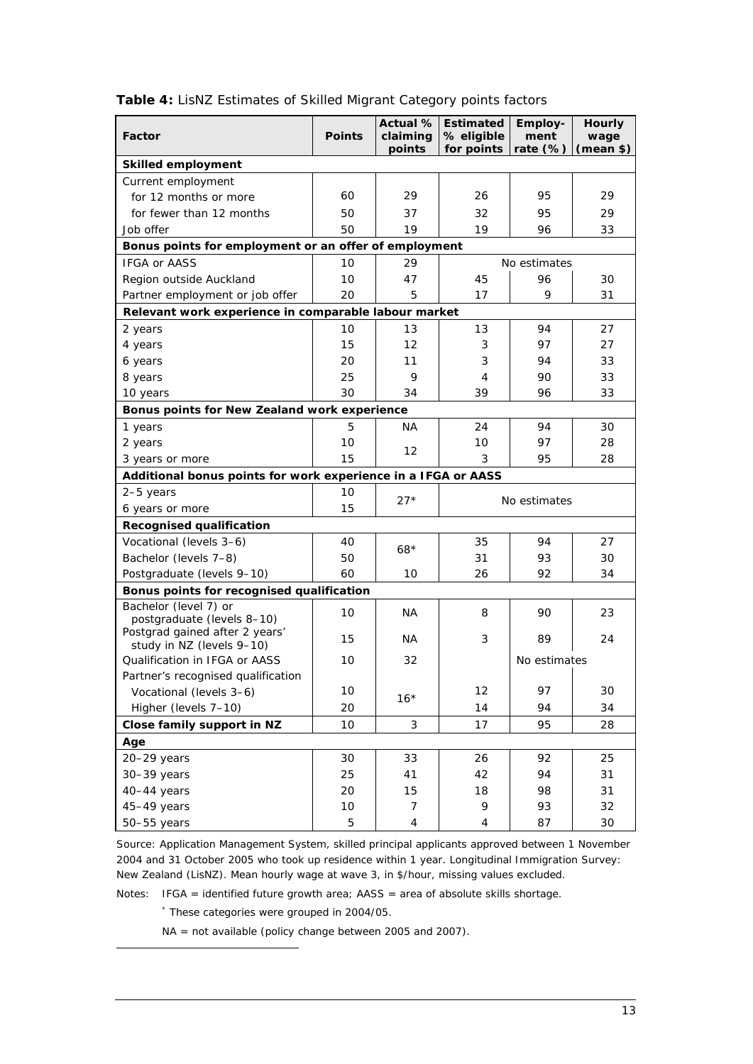**Table 4:** LisNZ Estimates of Skilled Migrant Category points factors

| Factor | Points | Actual % claiming points | Estimated % eligible for points | Employ-ment rate (%) | Hourly wage (mean $) |
|---|---|---|---|---|---|
| **Skilled employment** | | | | | |
| Current employment | | | | | |
| for 12 months or more | 60 | 29 | 26 | 95 | 29 |
| for fewer than 12 months | 50 | 37 | 32 | 95 | 29 |
| Job offer | 50 | 19 | 19 | 96 | 33 |
| **Bonus points for employment or an offer of employment** | | | | | |
| IFGA or AASS | 10 | 29 | No estimates | | |
| Region outside Auckland | 10 | 47 | 45 | 96 | 30 |
| Partner employment or job offer | 20 | 5 | 17 | 9 | 31 |
| **Relevant work experience in comparable labour market** | | | | | |
| 2 years | 10 | 13 | 13 | 94 | 27 |
| 4 years | 15 | 12 | 3 | 97 | 27 |
| 6 years | 20 | 11 | 3 | 94 | 33 |
| 8 years | 25 | 9 | 4 | 90 | 33 |
| 10 years | 30 | 34 | 39 | 96 | 33 |
| **Bonus points for New Zealand work experience** | | | | | |
| 1 years | 5 | NA | 24 | 94 | 30 |
| 2 years | 10 | 12 | 10 | 97 | 28 |
| 3 years or more | 15 | | 3 | 95 | 28 |
| **Additional bonus points for work experience in a IFGA or AASS** | | | | | |
| 2–5 years | 10 | 27* | No estimates | | |
| 6 years or more | 15 | | | | |
| **Recognised qualification** | | | | | |
| Vocational (levels 3–6) | 40 | 68* | 35 | 94 | 27 |
| Bachelor (levels 7–8) | 50 | | 31 | 93 | 30 |
| Postgraduate (levels 9–10) | 60 | 10 | 26 | 92 | 34 |
| **Bonus points for recognised qualification** | | | | | |
| Bachelor (level 7) or postgraduate (levels 8–10) | 10 | NA | 8 | 90 | 23 |
| Postgrad gained after 2 years' study in NZ (levels 9–10) | 15 | NA | 3 | 89 | 24 |
| Qualification in IFGA or AASS | 10 | 32 | | No estimates | |
| Partner's recognised qualification | | | | | |
| Vocational (levels 3–6) | 10 | 16* | 12 | 97 | 30 |
| Higher (levels 7–10) | 20 | | 14 | 94 | 34 |
| **Close family support in NZ** | 10 | 3 | 17 | 95 | 28 |
| **Age** | | | | | |
| 20–29 years | 30 | 33 | 26 | 92 | 25 |
| 30–39 years | 25 | 41 | 42 | 94 | 31 |
| 40–44 years | 20 | 15 | 18 | 98 | 31 |
| 45–49 years | 10 | 7 | 9 | 93 | 32 |
| 50–55 years | 5 | 4 | 4 | 87 | 30 |

Source: Application Management System, skilled principal applicants approved between 1 November 2004 and 31 October 2005 who took up residence within 1 year. Longitudinal Immigration Survey: New Zealand (LisNZ). Mean hourly wage at wave 3, in $/hour, missing values excluded.

Notes: IFGA = identified future growth area; AASS = area of absolute skills shortage.

\* These categories were grouped in 2004/05.

NA = not available (policy change between 2005 and 2007).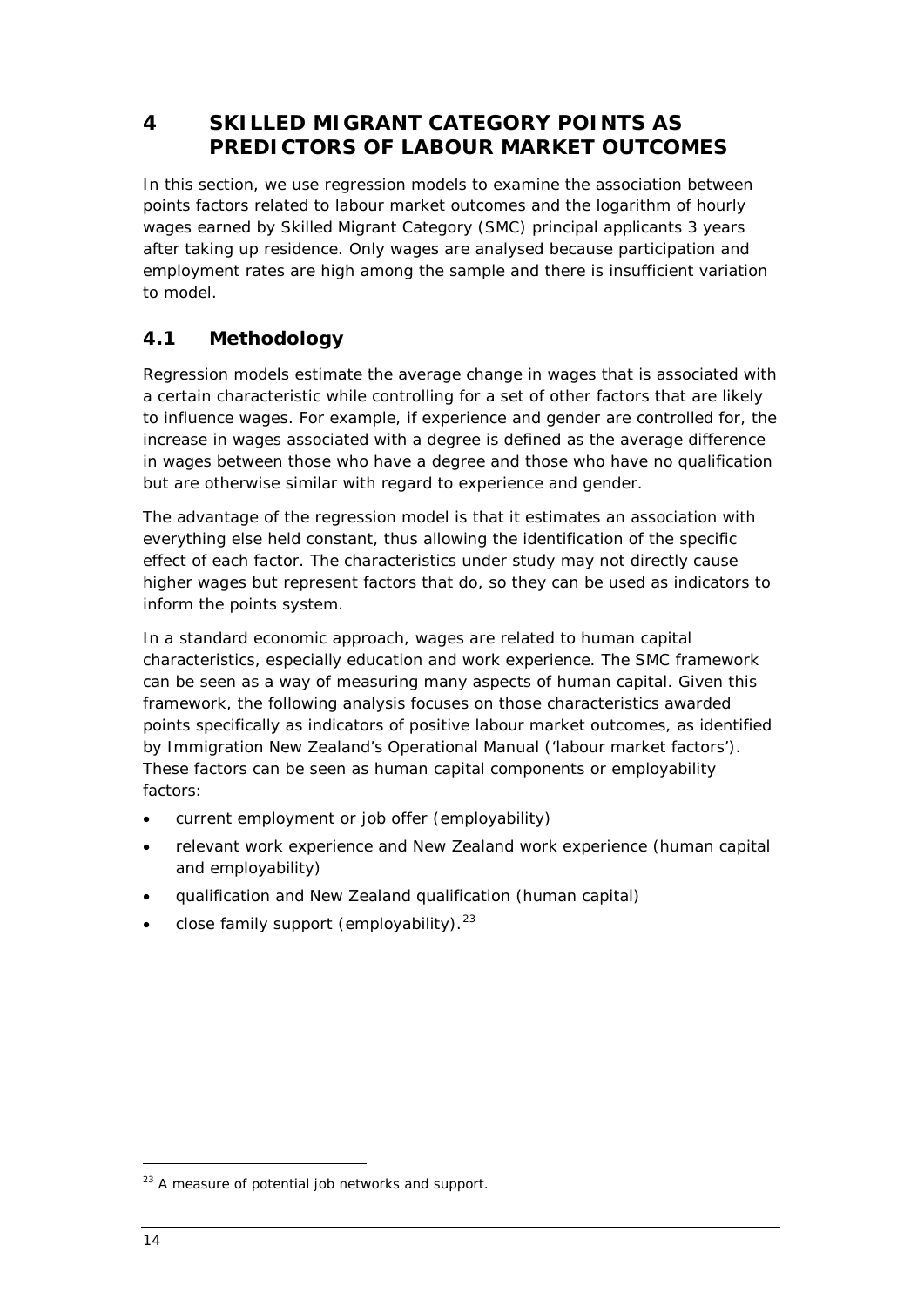# 4 SKILLED MIGRANT CATEGORY POINTS AS PREDICTORS OF LABOUR MARKET OUTCOMES

In this section, we use regression models to examine the association between points factors related to labour market outcomes and the logarithm of hourly wages earned by Skilled Migrant Category (SMC) principal applicants 3 years after taking up residence. Only wages are analysed because participation and employment rates are high among the sample and there is insufficient variation to model.

## 4.1 Methodology

Regression models estimate the average change in wages that is associated with a certain characteristic while controlling for a set of other factors that are likely to influence wages. For example, if experience and gender are controlled for, the increase in wages associated with a degree is defined as the average difference in wages between those who have a degree and those who have no qualification but are otherwise similar with regard to experience and gender.

The advantage of the regression model is that it estimates an association with everything else held constant, thus allowing the identification of the specific effect of each factor. The characteristics under study may not directly cause higher wages but represent factors that do, so they can be used as indicators to inform the points system.

In a standard economic approach, wages are related to human capital characteristics, especially education and work experience. The SMC framework can be seen as a way of measuring many aspects of human capital. Given this framework, the following analysis focuses on those characteristics awarded points specifically as indicators of positive labour market outcomes, as identified by Immigration New Zealand's Operational Manual ('labour market factors'). These factors can be seen as human capital components or employability factors:

- current employment or job offer (employability)
- relevant work experience and New Zealand work experience (human capital and employability)
- qualification and New Zealand qualification (human capital)
- close family support (employability).[23]

[23] A measure of potential job networks and support.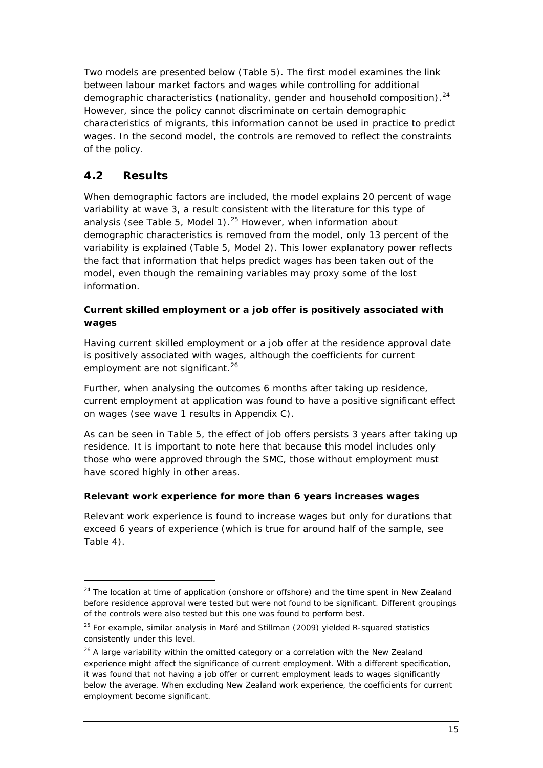Two models are presented below (Table 5). The first model examines the link between labour market factors and wages while controlling for additional demographic characteristics (nationality, gender and household composition).[24] However, since the policy cannot discriminate on certain demographic characteristics of migrants, this information cannot be used in practice to predict wages. In the second model, the controls are removed to reflect the constraints of the policy.

## 4.2 Results

When demographic factors are included, the model explains 20 percent of wage variability at wave 3, a result consistent with the literature for this type of analysis (see Table 5, Model 1).[25] However, when information about demographic characteristics is removed from the model, only 13 percent of the variability is explained (Table 5, Model 2). This lower explanatory power reflects the fact that information that helps predict wages has been taken out of the model, even though the remaining variables may proxy some of the lost information.

### Current skilled employment or a job offer is positively associated with wages

Having current skilled employment or a job offer at the residence approval date is positively associated with wages, although the coefficients for current employment are not significant.[26]

Further, when analysing the outcomes 6 months after taking up residence, current employment at application was found to have a positive significant effect on wages (see wave 1 results in Appendix C).

As can be seen in Table 5, the effect of job offers persists 3 years after taking up residence. It is important to note here that because this model includes only those who were approved through the SMC, those without employment must have scored highly in other areas.

### Relevant work experience for more than 6 years increases wages

Relevant work experience is found to increase wages but only for durations that exceed 6 years of experience (which is true for around half of the sample, see Table 4).

---

[24] The location at time of application (onshore or offshore) and the time spent in New Zealand before residence approval were tested but were not found to be significant. Different groupings of the controls were also tested but this one was found to perform best.

[25] For example, similar analysis in Maré and Stillman (2009) yielded R-squared statistics consistently under this level.

[26] A large variability within the omitted category or a correlation with the New Zealand experience might affect the significance of current employment. With a different specification, it was found that not having a job offer or current employment leads to wages significantly below the average. When excluding New Zealand work experience, the coefficients for current employment become significant.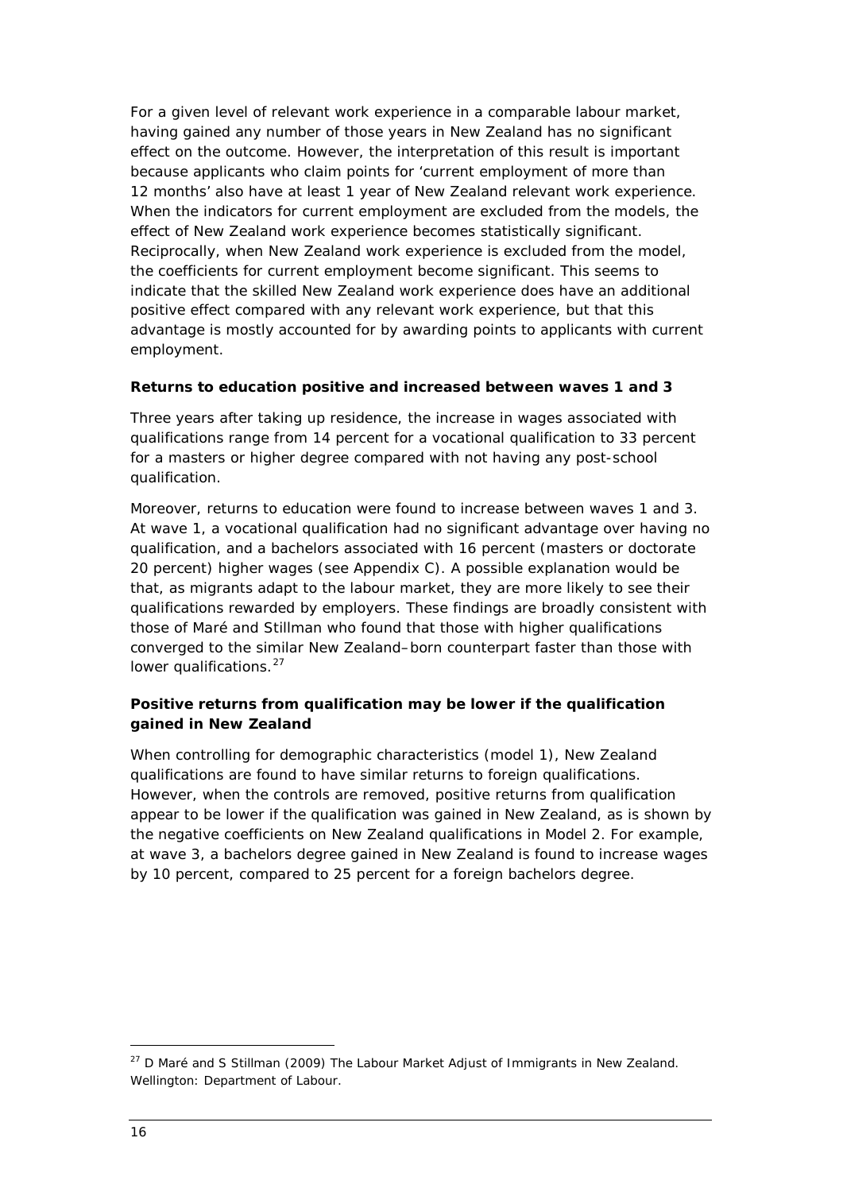For a given level of relevant work experience in a comparable labour market, having gained any number of those years in New Zealand has no significant effect on the outcome. However, the interpretation of this result is important because applicants who claim points for 'current employment of more than 12 months' also have at least 1 year of New Zealand relevant work experience. When the indicators for current employment are excluded from the models, the effect of New Zealand work experience becomes statistically significant. Reciprocally, when New Zealand work experience is excluded from the model, the coefficients for current employment become significant. This seems to indicate that the skilled New Zealand work experience does have an additional positive effect compared with any relevant work experience, but that this advantage is mostly accounted for by awarding points to applicants with current employment.

**Returns to education positive and increased between waves 1 and 3**

Three years after taking up residence, the increase in wages associated with qualifications range from 14 percent for a vocational qualification to 33 percent for a masters or higher degree compared with not having any post-school qualification.

Moreover, returns to education were found to increase between waves 1 and 3. At wave 1, a vocational qualification had no significant advantage over having no qualification, and a bachelors associated with 16 percent (masters or doctorate 20 percent) higher wages (see Appendix C). A possible explanation would be that, as migrants adapt to the labour market, they are more likely to see their qualifications rewarded by employers. These findings are broadly consistent with those of Maré and Stillman who found that those with higher qualifications converged to the similar New Zealand–born counterpart faster than those with lower qualifications.[27]

**Positive returns from qualification may be lower if the qualification gained in New Zealand**

When controlling for demographic characteristics (model 1), New Zealand qualifications are found to have similar returns to foreign qualifications. However, when the controls are removed, positive returns from qualification appear to be lower if the qualification was gained in New Zealand, as is shown by the negative coefficients on New Zealand qualifications in Model 2. For example, at wave 3, a bachelors degree gained in New Zealand is found to increase wages by 10 percent, compared to 25 percent for a foreign bachelors degree.

---

[27] D Maré and S Stillman (2009) *The Labour Market Adjust of Immigrants in New Zealand*. Wellington: Department of Labour.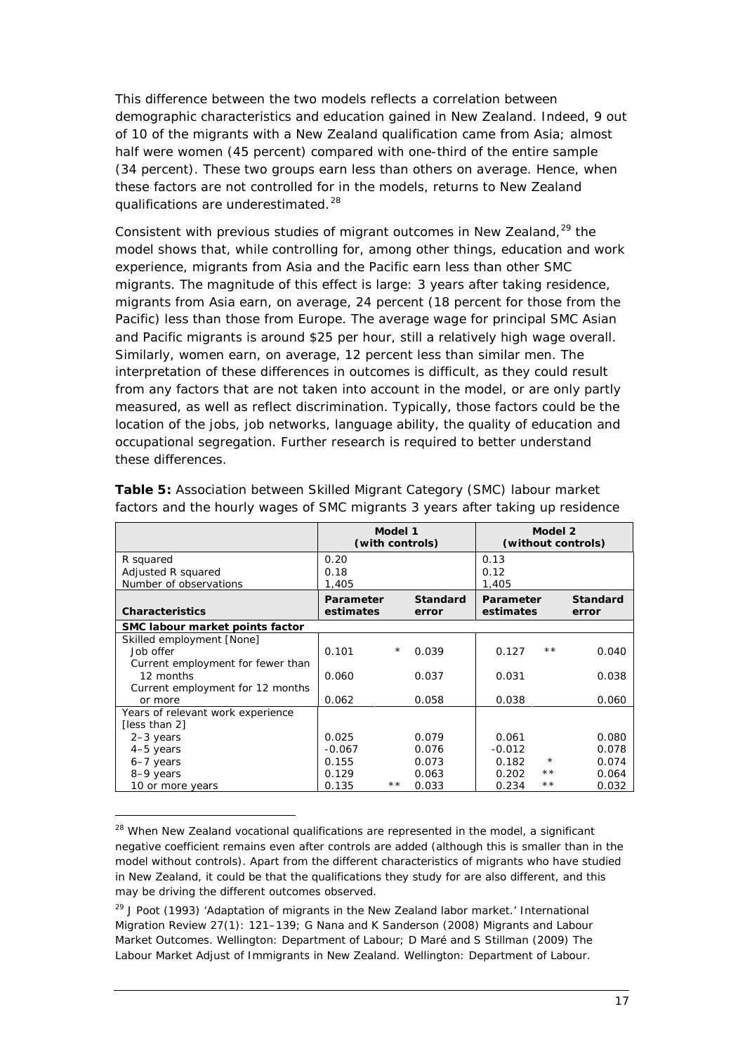This difference between the two models reflects a correlation between demographic characteristics and education gained in New Zealand. Indeed, 9 out of 10 of the migrants with a New Zealand qualification came from Asia; almost half were women (45 percent) compared with one-third of the entire sample (34 percent). These two groups earn less than others on average. Hence, when these factors are not controlled for in the models, returns to New Zealand qualifications are underestimated.[28]

Consistent with previous studies of migrant outcomes in New Zealand,[29] the model shows that, while controlling for, among other things, education and work experience, migrants from Asia and the Pacific earn less than other SMC migrants. The magnitude of this effect is large: 3 years after taking residence, migrants from Asia earn, on average, 24 percent (18 percent for those from the Pacific) less than those from Europe. The average wage for principal SMC Asian and Pacific migrants is around $25 per hour, still a relatively high wage overall. Similarly, women earn, on average, 12 percent less than similar men. The interpretation of these differences in outcomes is difficult, as they could result from any factors that are not taken into account in the model, or are only partly measured, as well as reflect discrimination. Typically, those factors could be the location of the jobs, job networks, language ability, the quality of education and occupational segregation. Further research is required to better understand these differences.

**Table 5:** Association between Skilled Migrant Category (SMC) labour market factors and the hourly wages of SMC migrants 3 years after taking up residence

| | Model 1 (with controls) | | | Model 2 (without controls) | | |
|---|---|---|---|---|---|---|
| R squared | 0.20 | | | 0.13 | | |
| Adjusted R squared | 0.18 | | | 0.12 | | |
| Number of observations | 1,405 | | | 1,405 | | |
| **Characteristics** | **Parameter estimates** | | **Standard error** | **Parameter estimates** | | **Standard error** |
| **SMC labour market points factor** | | | | | | |
| Skilled employment [None] | | | | | | |
| Job offer | 0.101 | * | 0.039 | 0.127 | ** | 0.040 |
| Current employment for fewer than 12 months | 0.060 | | 0.037 | 0.031 | | 0.038 |
| Current employment for 12 months or more | 0.062 | | 0.058 | 0.038 | | 0.060 |
| Years of relevant work experience [less than 2] | | | | | | |
| 2–3 years | 0.025 | | 0.079 | 0.061 | | 0.080 |
| 4–5 years | -0.067 | | 0.076 | -0.012 | | 0.078 |
| 6–7 years | 0.155 | | 0.073 | 0.182 | * | 0.074 |
| 8–9 years | 0.129 | | 0.063 | 0.202 | ** | 0.064 |
| 10 or more years | 0.135 | ** | 0.033 | 0.234 | ** | 0.032 |

[28] When New Zealand vocational qualifications are represented in the model, a significant negative coefficient remains even after controls are added (although this is smaller than in the model without controls). Apart from the different characteristics of migrants who have studied in New Zealand, it could be that the qualifications they study for are also different, and this may be driving the different outcomes observed.

[29] J Poot (1993) 'Adaptation of migrants in the New Zealand labor market.' *International Migration Review* 27(1): 121–139; G Nana and K Sanderson (2008) *Migrants and Labour Market Outcomes*. Wellington: Department of Labour; D Maré and S Stillman (2009) *The Labour Market Adjust of Immigrants in New Zealand*. Wellington: Department of Labour.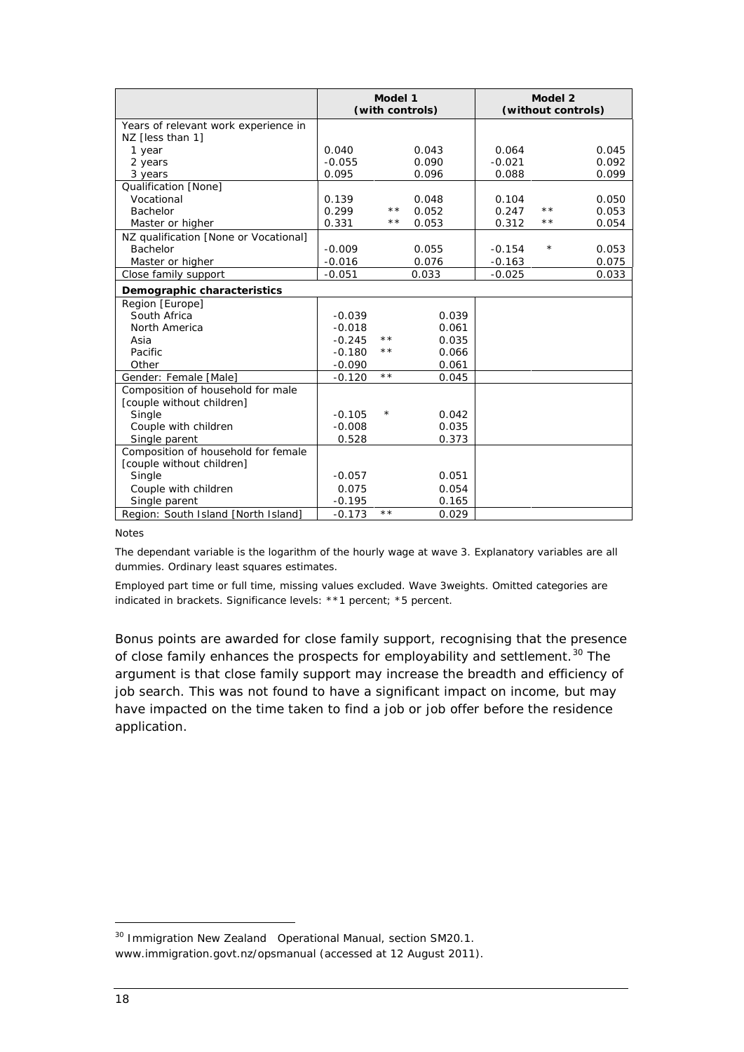| | Model 1 (with controls) | | | Model 2 (without controls) | | |
|---|---|---|---|---|---|---|
| Years of relevant work experience in NZ [less than 1] | | | | | | |
| 1 year | 0.040 | | 0.043 | 0.064 | | 0.045 |
| 2 years | -0.055 | | 0.090 | -0.021 | | 0.092 |
| 3 years | 0.095 | | 0.096 | 0.088 | | 0.099 |
| Qualification [None] | | | | | | |
| Vocational | 0.139 | | 0.048 | 0.104 | | 0.050 |
| Bachelor | 0.299 | ** | 0.052 | 0.247 | ** | 0.053 |
| Master or higher | 0.331 | ** | 0.053 | 0.312 | ** | 0.054 |
| NZ qualification [None or Vocational] | | | | | | |
| Bachelor | -0.009 | | 0.055 | -0.154 | * | 0.053 |
| Master or higher | -0.016 | | 0.076 | -0.163 | | 0.075 |
| Close family support | -0.051 | | 0.033 | -0.025 | | 0.033 |
| **Demographic characteristics** | | | | | | |
| Region [Europe] | | | | | | |
| South Africa | -0.039 | | 0.039 | | | |
| North America | -0.018 | | 0.061 | | | |
| Asia | -0.245 | ** | 0.035 | | | |
| Pacific | -0.180 | ** | 0.066 | | | |
| Other | -0.090 | | 0.061 | | | |
| Gender: Female [Male] | -0.120 | ** | 0.045 | | | |
| Composition of household for male [couple without children] | | | | | | |
| Single | -0.105 | * | 0.042 | | | |
| Couple with children | -0.008 | | 0.035 | | | |
| Single parent | 0.528 | | 0.373 | | | |
| Composition of household for female [couple without children] | | | | | | |
| Single | -0.057 | | 0.051 | | | |
| Couple with children | 0.075 | | 0.054 | | | |
| Single parent | -0.195 | | 0.165 | | | |
| Region: South Island [North Island] | -0.173 | ** | 0.029 | | | |

Notes

The dependant variable is the logarithm of the hourly wage at wave 3. Explanatory variables are all dummies. Ordinary least squares estimates.

Employed part time or full time, missing values excluded. Wave 3weights. Omitted categories are indicated in brackets. Significance levels: **1 percent; *5 percent.

Bonus points are awarded for close family support, recognising that the presence of close family enhances the prospects for employability and settlement.[30] The argument is that close family support may increase the breadth and efficiency of job search. This was not found to have a significant impact on income, but may have impacted on the time taken to find a job or job offer before the residence application.

[30] Immigration New Zealand Operational Manual, section SM20.1. www.immigration.govt.nz/opsmanual (accessed at 12 August 2011).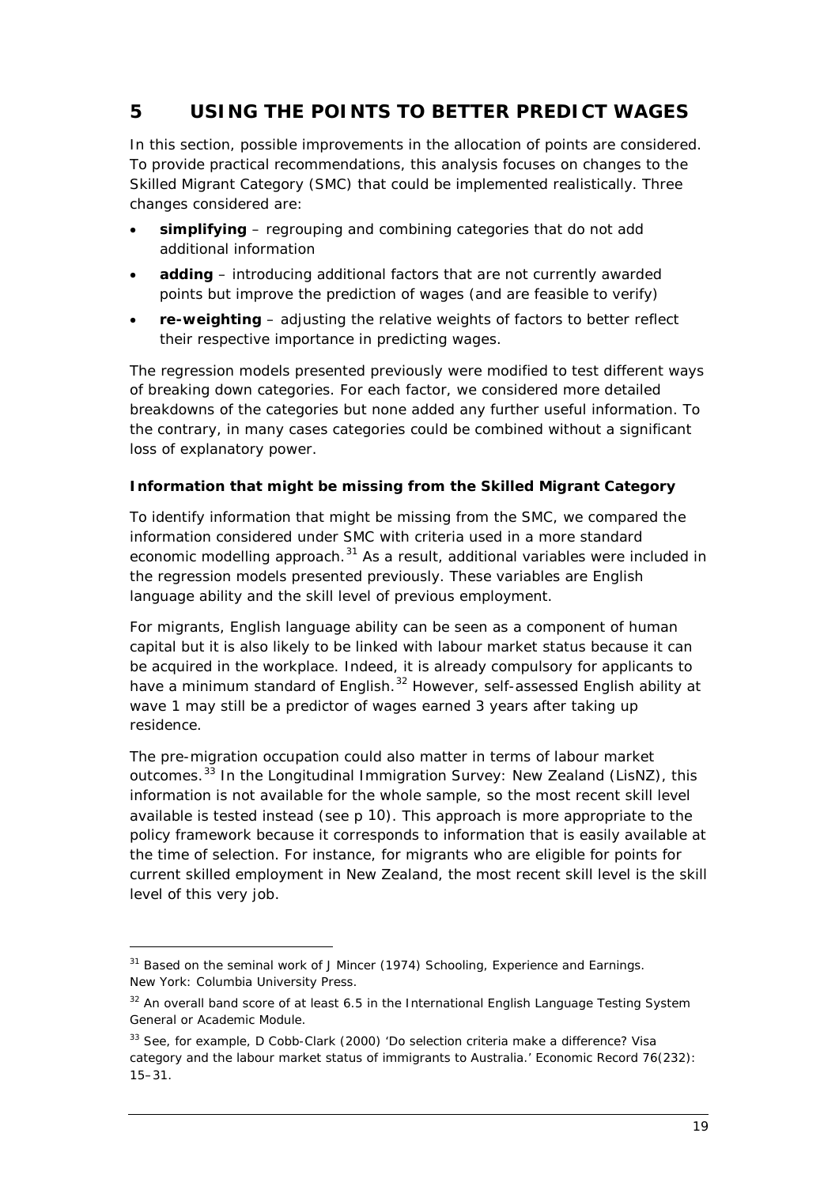# 5 USING THE POINTS TO BETTER PREDICT WAGES

In this section, possible improvements in the allocation of points are considered. To provide practical recommendations, this analysis focuses on changes to the Skilled Migrant Category (SMC) that could be implemented realistically. Three changes considered are:

- **simplifying** – regrouping and combining categories that do not add additional information
- **adding** – introducing additional factors that are not currently awarded points but improve the prediction of wages (and are feasible to verify)
- **re-weighting** – adjusting the relative weights of factors to better reflect their respective importance in predicting wages.

The regression models presented previously were modified to test different ways of breaking down categories. For each factor, we considered more detailed breakdowns of the categories but none added any further useful information. To the contrary, in many cases categories could be combined without a significant loss of explanatory power.

### Information that might be missing from the Skilled Migrant Category

To identify information that might be missing from the SMC, we compared the information considered under SMC with criteria used in a more standard economic modelling approach.[31] As a result, additional variables were included in the regression models presented previously. These variables are English language ability and the skill level of previous employment.

For migrants, English language ability can be seen as a component of human capital but it is also likely to be linked with labour market status because it can be acquired in the workplace. Indeed, it is already compulsory for applicants to have a minimum standard of English.[32] However, self-assessed English ability at wave 1 may still be a predictor of wages earned 3 years after taking up residence.

The pre-migration occupation could also matter in terms of labour market outcomes.[33] In the Longitudinal Immigration Survey: New Zealand (LisNZ), this information is not available for the whole sample, so the most recent skill level available is tested instead (see p 10). This approach is more appropriate to the policy framework because it corresponds to information that is easily available at the time of selection. For instance, for migrants who are eligible for points for current skilled employment in New Zealand, the most recent skill level is the skill level of this very job.

---

[31] Based on the seminal work of J Mincer (1974) *Schooling, Experience and Earnings*. New York: Columbia University Press.

[32] An overall band score of at least 6.5 in the International English Language Testing System General or Academic Module.

[33] See, for example, D Cobb-Clark (2000) 'Do selection criteria make a difference? Visa category and the labour market status of immigrants to Australia.' *Economic Record* 76(232): 15–31.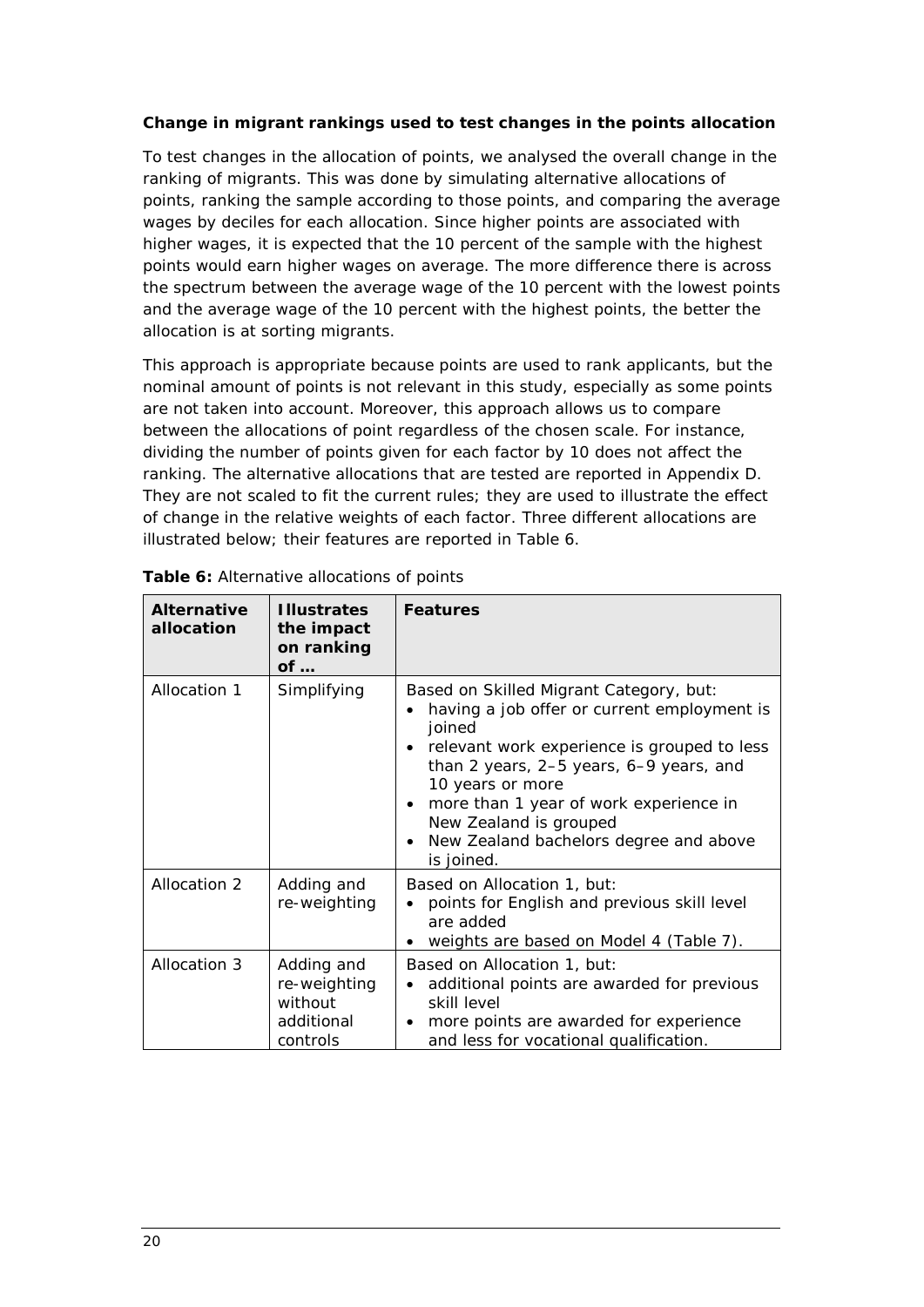**Change in migrant rankings used to test changes in the points allocation**

To test changes in the allocation of points, we analysed the overall change in the ranking of migrants. This was done by simulating alternative allocations of points, ranking the sample according to those points, and comparing the average wages by deciles for each allocation. Since higher points are associated with higher wages, it is expected that the 10 percent of the sample with the highest points would earn higher wages on average. The more difference there is across the spectrum between the average wage of the 10 percent with the lowest points and the average wage of the 10 percent with the highest points, the better the allocation is at sorting migrants.

This approach is appropriate because points are used to rank applicants, but the nominal amount of points is not relevant in this study, especially as some points are not taken into account. Moreover, this approach allows us to compare between the allocations of point regardless of the chosen scale. For instance, dividing the number of points given for each factor by 10 does not affect the ranking. The alternative allocations that are tested are reported in Appendix D. They are not scaled to fit the current rules; they are used to illustrate the effect of change in the relative weights of each factor. Three different allocations are illustrated below; their features are reported in Table 6.

**Table 6:** Alternative allocations of points

| Alternative allocation | Illustrates the impact on ranking of … | Features |
|---|---|---|
| Allocation 1 | Simplifying | Based on Skilled Migrant Category, but:<br>• having a job offer or current employment is joined<br>• relevant work experience is grouped to less than 2 years, 2–5 years, 6–9 years, and 10 years or more<br>• more than 1 year of work experience in New Zealand is grouped<br>• New Zealand bachelors degree and above is joined. |
| Allocation 2 | Adding and re-weighting | Based on Allocation 1, but:<br>• points for English and previous skill level are added<br>• weights are based on Model 4 (Table 7). |
| Allocation 3 | Adding and re-weighting without additional controls | Based on Allocation 1, but:<br>• additional points are awarded for previous skill level<br>• more points are awarded for experience and less for vocational qualification. |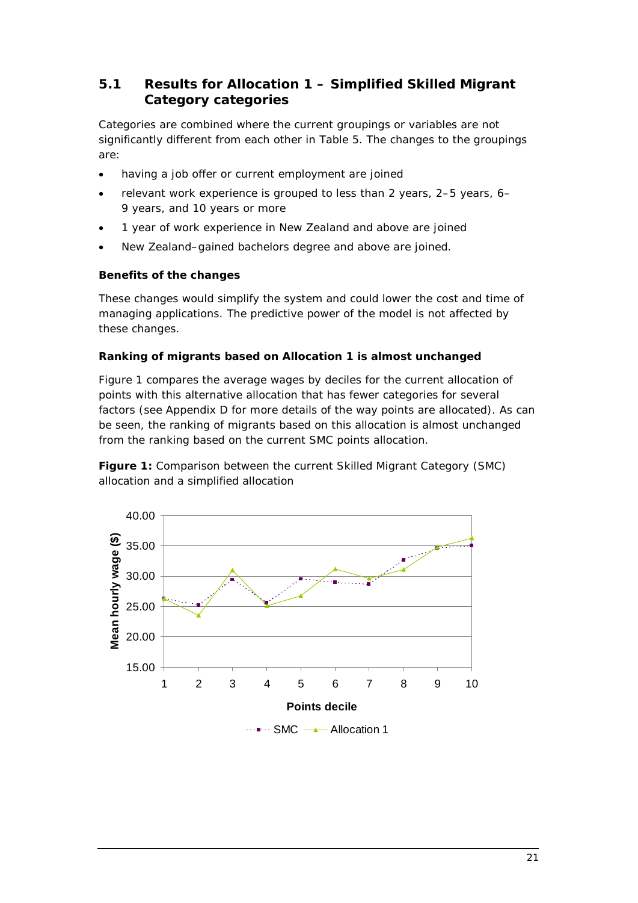## 5.1 Results for Allocation 1 – Simplified Skilled Migrant Category categories

Categories are combined where the current groupings or variables are not significantly different from each other in Table 5. The changes to the groupings are:

- having a job offer or current employment are joined
- relevant work experience is grouped to less than 2 years, 2–5 years, 6–9 years, and 10 years or more
- 1 year of work experience in New Zealand and above are joined
- New Zealand–gained bachelors degree and above are joined.

**Benefits of the changes**

These changes would simplify the system and could lower the cost and time of managing applications. The predictive power of the model is not affected by these changes.

**Ranking of migrants based on Allocation 1 is almost unchanged**

Figure 1 compares the average wages by deciles for the current allocation of points with this alternative allocation that has fewer categories for several factors (see Appendix D for more details of the way points are allocated). As can be seen, the ranking of migrants based on this allocation is almost unchanged from the ranking based on the current SMC points allocation.

**Figure 1:** Comparison between the current Skilled Migrant Category (SMC) allocation and a simplified allocation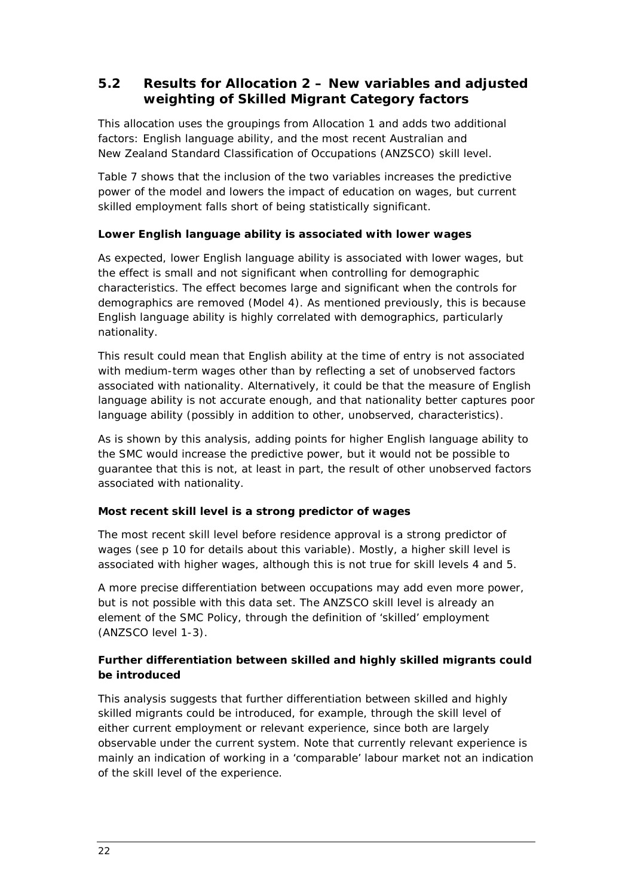## 5.2 Results for Allocation 2 – New variables and adjusted weighting of Skilled Migrant Category factors

This allocation uses the groupings from Allocation 1 and adds two additional factors: English language ability, and the most recent Australian and New Zealand Standard Classification of Occupations (ANZSCO) skill level.

Table 7 shows that the inclusion of the two variables increases the predictive power of the model and lowers the impact of education on wages, but current skilled employment falls short of being statistically significant.

**Lower English language ability is associated with lower wages**

As expected, lower English language ability is associated with lower wages, but the effect is small and not significant when controlling for demographic characteristics. The effect becomes large and significant when the controls for demographics are removed (Model 4). As mentioned previously, this is because English language ability is highly correlated with demographics, particularly nationality.

This result could mean that English ability at the time of entry is not associated with medium-term wages other than by reflecting a set of unobserved factors associated with nationality. Alternatively, it could be that the measure of English language ability is not accurate enough, and that nationality better captures poor language ability (possibly in addition to other, unobserved, characteristics).

As is shown by this analysis, adding points for higher English language ability to the SMC would increase the predictive power, but it would not be possible to guarantee that this is not, at least in part, the result of other unobserved factors associated with nationality.

**Most recent skill level is a strong predictor of wages**

The most recent skill level before residence approval is a strong predictor of wages (see p 10 for details about this variable). Mostly, a higher skill level is associated with higher wages, although this is not true for skill levels 4 and 5.

A more precise differentiation between occupations may add even more power, but is not possible with this data set. The ANZSCO skill level is already an element of the SMC Policy, through the definition of 'skilled' employment (ANZSCO level 1-3).

**Further differentiation between skilled and highly skilled migrants could be introduced**

This analysis suggests that further differentiation between skilled and highly skilled migrants could be introduced, for example, through the skill level of either current employment or relevant experience, since both are largely observable under the current system. Note that currently relevant experience is mainly an indication of working in a 'comparable' labour market not an indication of the skill level of the experience.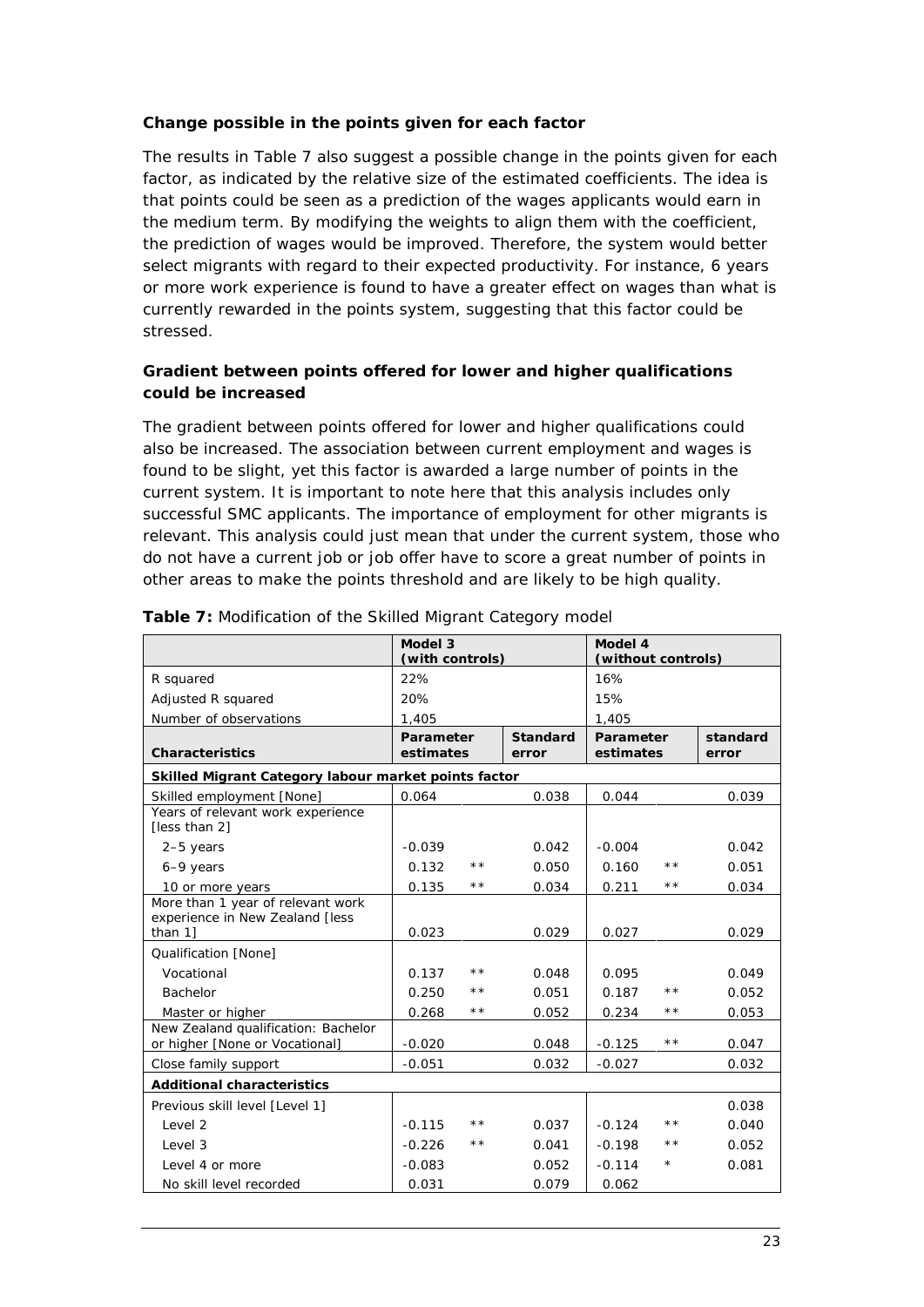### Change possible in the points given for each factor

The results in Table 7 also suggest a possible change in the points given for each factor, as indicated by the relative size of the estimated coefficients. The idea is that points could be seen as a prediction of the wages applicants would earn in the medium term. By modifying the weights to align them with the coefficient, the prediction of wages would be improved. Therefore, the system would better select migrants with regard to their expected productivity. For instance, 6 years or more work experience is found to have a greater effect on wages than what is currently rewarded in the points system, suggesting that this factor could be stressed.

### Gradient between points offered for lower and higher qualifications could be increased

The gradient between points offered for lower and higher qualifications could also be increased. The association between current employment and wages is found to be slight, yet this factor is awarded a large number of points in the current system. It is important to note here that this analysis includes only successful SMC applicants. The importance of employment for other migrants is relevant. This analysis could just mean that under the current system, those who do not have a current job or job offer have to score a great number of points in other areas to make the points threshold and are likely to be high quality.

**Table 7:** Modification of the Skilled Migrant Category model

| | **Model 3 (with controls)** | | | **Model 4 (without controls)** | | |
|---|---|---|---|---|---|---|
| R squared | 22% | | | 16% | | |
| Adjusted R squared | 20% | | | 15% | | |
| Number of observations | 1,405 | | | 1,405 | | |
| **Characteristics** | **Parameter estimates** | | **Standard error** | **Parameter estimates** | | **standard error** |
| **Skilled Migrant Category labour market points factor** | | | | | | |
| Skilled employment [None] | 0.064 | | 0.038 | 0.044 | | 0.039 |
| Years of relevant work experience [less than 2] | | | | | | |
| 2–5 years | -0.039 | | 0.042 | -0.004 | | 0.042 |
| 6–9 years | 0.132 | ** | 0.050 | 0.160 | ** | 0.051 |
| 10 or more years | 0.135 | ** | 0.034 | 0.211 | ** | 0.034 |
| More than 1 year of relevant work experience in New Zealand [less than 1] | 0.023 | | 0.029 | 0.027 | | 0.029 |
| Qualification [None] | | | | | | |
| Vocational | 0.137 | ** | 0.048 | 0.095 | | 0.049 |
| Bachelor | 0.250 | ** | 0.051 | 0.187 | ** | 0.052 |
| Master or higher | 0.268 | ** | 0.052 | 0.234 | ** | 0.053 |
| New Zealand qualification: Bachelor or higher [None or Vocational] | -0.020 | | 0.048 | -0.125 | ** | 0.047 |
| Close family support | -0.051 | | 0.032 | -0.027 | | 0.032 |
| **Additional characteristics** | | | | | | |
| Previous skill level [Level 1] | | | | | | 0.038 |
| Level 2 | -0.115 | ** | 0.037 | -0.124 | ** | 0.040 |
| Level 3 | -0.226 | ** | 0.041 | -0.198 | ** | 0.052 |
| Level 4 or more | -0.083 | | 0.052 | -0.114 | * | 0.081 |
| No skill level recorded | 0.031 | | 0.079 | 0.062 | | |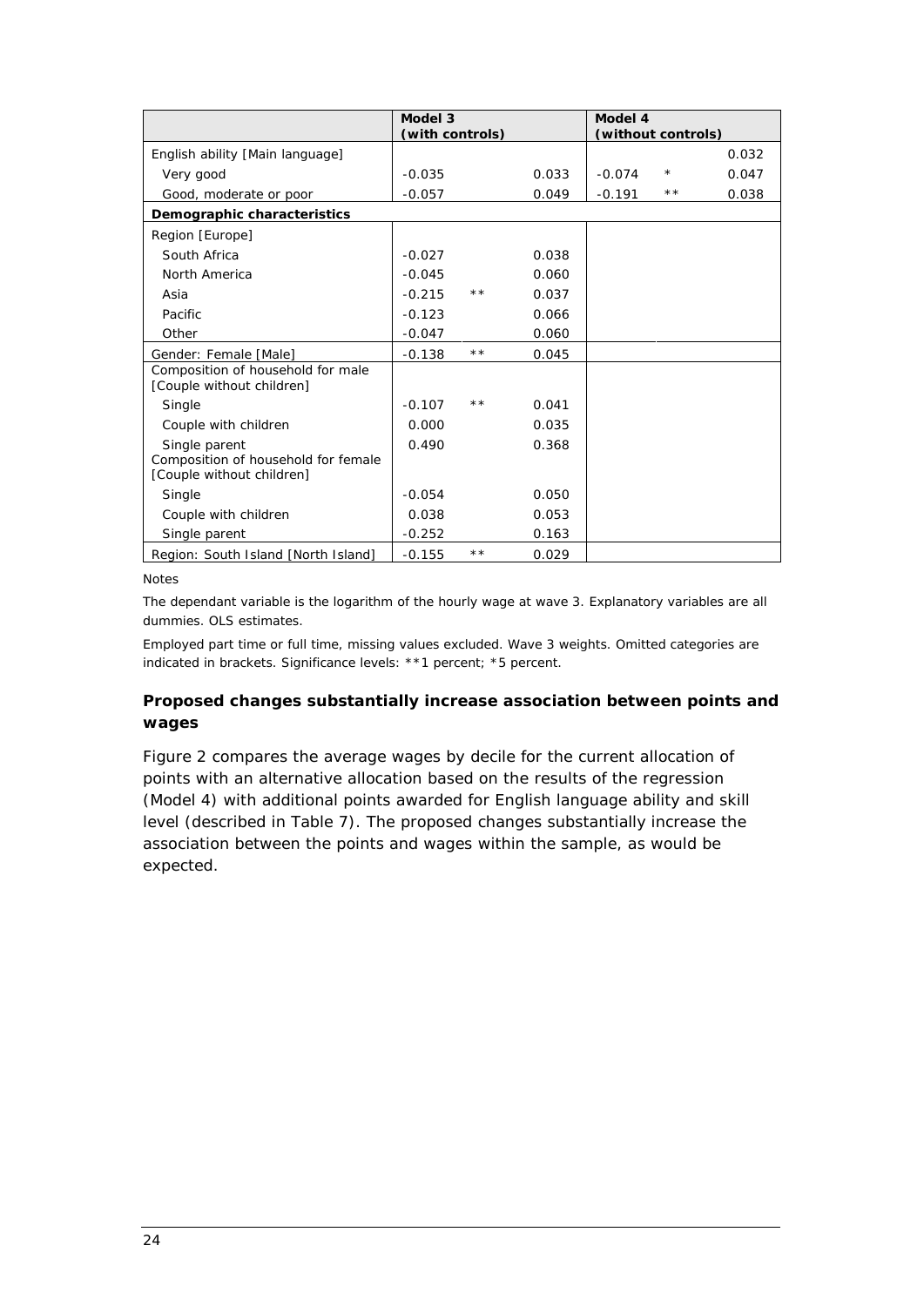| | Model 3 (with controls) | | | Model 4 (without controls) | | |
|---|---|---|---|---|---|---|
| English ability [Main language] | | | | | | 0.032 |
| Very good | -0.035 | | 0.033 | -0.074 | * | 0.047 |
| Good, moderate or poor | -0.057 | | 0.049 | -0.191 | ** | 0.038 |
| **Demographic characteristics** | | | | | | |
| Region [Europe] | | | | | | |
| South Africa | -0.027 | | 0.038 | | | |
| North America | -0.045 | | 0.060 | | | |
| Asia | -0.215 | ** | 0.037 | | | |
| Pacific | -0.123 | | 0.066 | | | |
| Other | -0.047 | | 0.060 | | | |
| Gender: Female [Male] | -0.138 | ** | 0.045 | | | |
| Composition of household for male [Couple without children] | | | | | | |
| Single | -0.107 | ** | 0.041 | | | |
| Couple with children | 0.000 | | 0.035 | | | |
| Single parent | 0.490 | | 0.368 | | | |
| Composition of household for female [Couple without children] | | | | | | |
| Single | -0.054 | | 0.050 | | | |
| Couple with children | 0.038 | | 0.053 | | | |
| Single parent | -0.252 | | 0.163 | | | |
| Region: South Island [North Island] | -0.155 | ** | 0.029 | | | |

Notes

The dependant variable is the logarithm of the hourly wage at wave 3. Explanatory variables are all dummies. OLS estimates.

Employed part time or full time, missing values excluded. Wave 3 weights. Omitted categories are indicated in brackets. Significance levels: **1 percent; *5 percent.

### Proposed changes substantially increase association between points and wages

Figure 2 compares the average wages by decile for the current allocation of points with an alternative allocation based on the results of the regression (Model 4) with additional points awarded for English language ability and skill level (described in Table 7). The proposed changes substantially increase the association between the points and wages within the sample, as would be expected.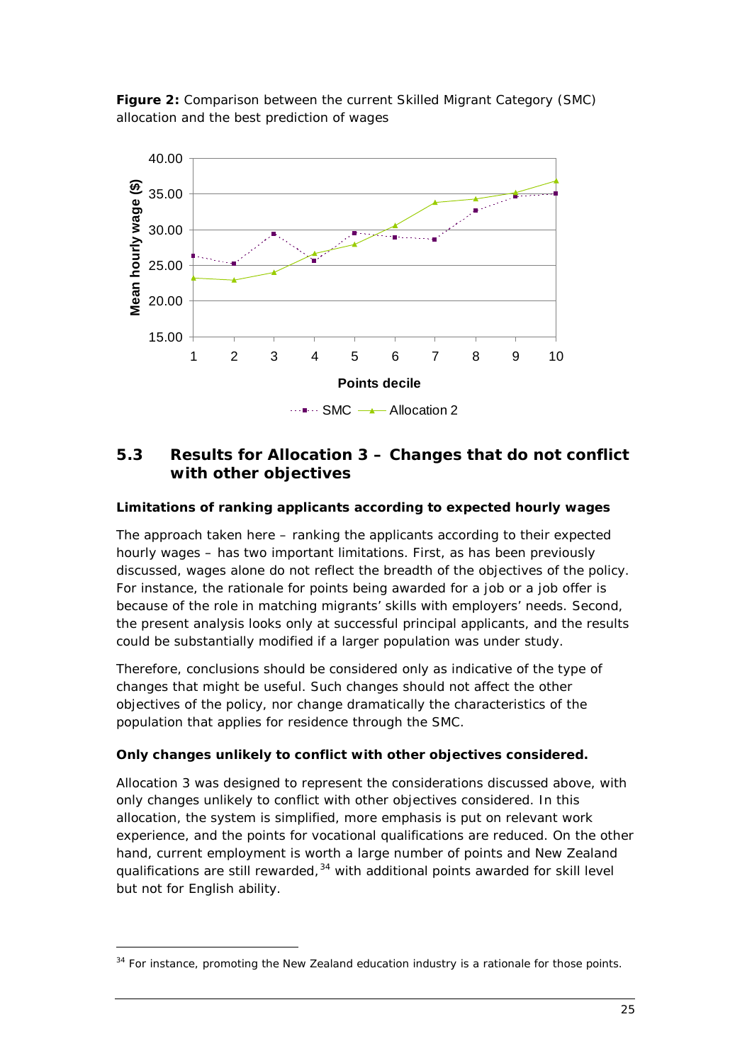**Figure 2:** Comparison between the current Skilled Migrant Category (SMC) allocation and the best prediction of wages

## 5.3 Results for Allocation 3 – Changes that do not conflict with other objectives

**Limitations of ranking applicants according to expected hourly wages**

The approach taken here – ranking the applicants according to their expected hourly wages – has two important limitations. First, as has been previously discussed, wages alone do not reflect the breadth of the objectives of the policy. For instance, the rationale for points being awarded for a job or a job offer is because of the role in matching migrants' skills with employers' needs. Second, the present analysis looks only at successful principal applicants, and the results could be substantially modified if a larger population was under study.

Therefore, conclusions should be considered only as indicative of the type of changes that might be useful. Such changes should not affect the other objectives of the policy, nor change dramatically the characteristics of the population that applies for residence through the SMC.

**Only changes unlikely to conflict with other objectives considered.**

Allocation 3 was designed to represent the considerations discussed above, with only changes unlikely to conflict with other objectives considered. In this allocation, the system is simplified, more emphasis is put on relevant work experience, and the points for vocational qualifications are reduced. On the other hand, current employment is worth a large number of points and New Zealand qualifications are still rewarded,[34] with additional points awarded for skill level but not for English ability.

[34] For instance, promoting the New Zealand education industry is a rationale for those points.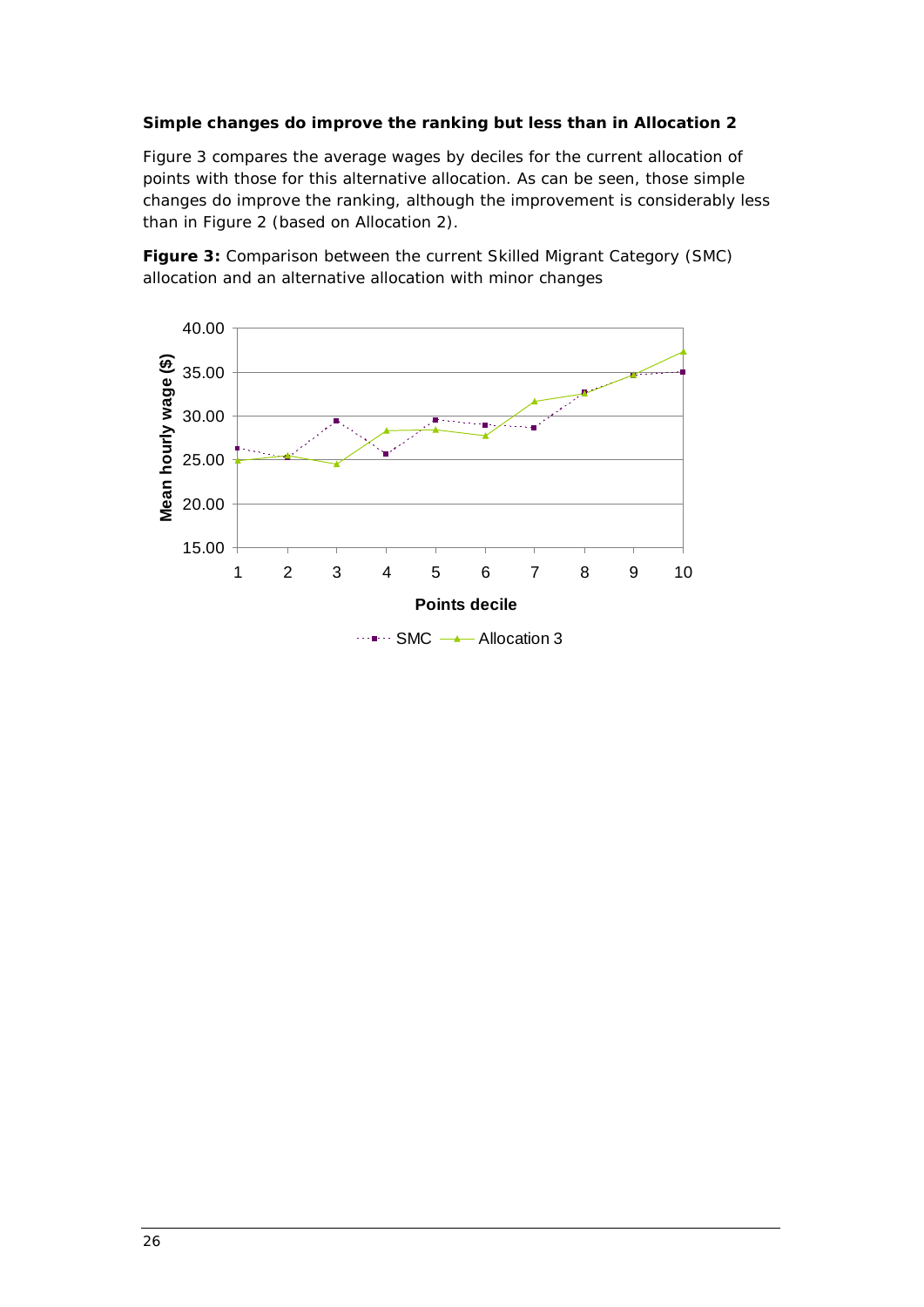**Simple changes do improve the ranking but less than in Allocation 2**

Figure 3 compares the average wages by deciles for the current allocation of points with those for this alternative allocation. As can be seen, those simple changes do improve the ranking, although the improvement is considerably less than in Figure 2 (based on Allocation 2).

**Figure 3:** Comparison between the current Skilled Migrant Category (SMC) allocation and an alternative allocation with minor changes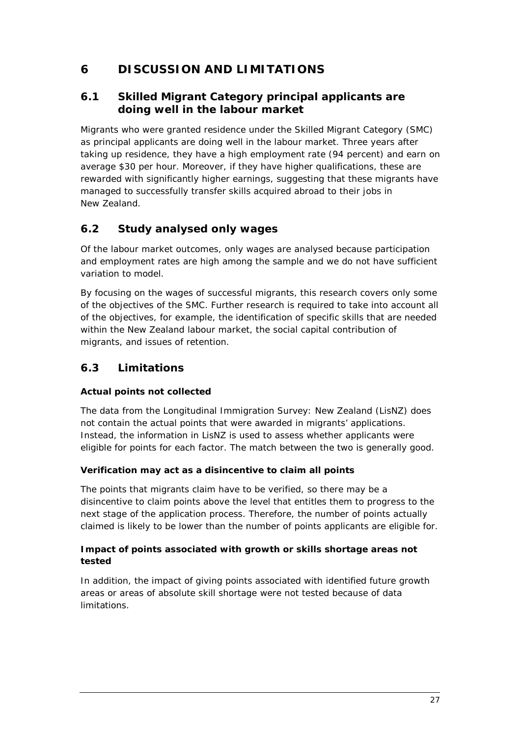# 6 DISCUSSION AND LIMITATIONS

## 6.1 Skilled Migrant Category principal applicants are doing well in the labour market

Migrants who were granted residence under the Skilled Migrant Category (SMC) as principal applicants are doing well in the labour market. Three years after taking up residence, they have a high employment rate (94 percent) and earn on average $30 per hour. Moreover, if they have higher qualifications, these are rewarded with significantly higher earnings, suggesting that these migrants have managed to successfully transfer skills acquired abroad to their jobs in New Zealand.

## 6.2 Study analysed only wages

Of the labour market outcomes, only wages are analysed because participation and employment rates are high among the sample and we do not have sufficient variation to model.

By focusing on the wages of successful migrants, this research covers only some of the objectives of the SMC. Further research is required to take into account all of the objectives, for example, the identification of specific skills that are needed within the New Zealand labour market, the social capital contribution of migrants, and issues of retention.

## 6.3 Limitations

**Actual points not collected**

The data from the Longitudinal Immigration Survey: New Zealand (LisNZ) does not contain the actual points that were awarded in migrants' applications. Instead, the information in LisNZ is used to assess whether applicants were eligible for points for each factor. The match between the two is generally good.

**Verification may act as a disincentive to claim all points**

The points that migrants claim have to be verified, so there may be a disincentive to claim points above the level that entitles them to progress to the next stage of the application process. Therefore, the number of points actually claimed is likely to be lower than the number of points applicants are eligible for.

**Impact of points associated with growth or skills shortage areas not tested**

In addition, the impact of giving points associated with identified future growth areas or areas of absolute skill shortage were not tested because of data limitations.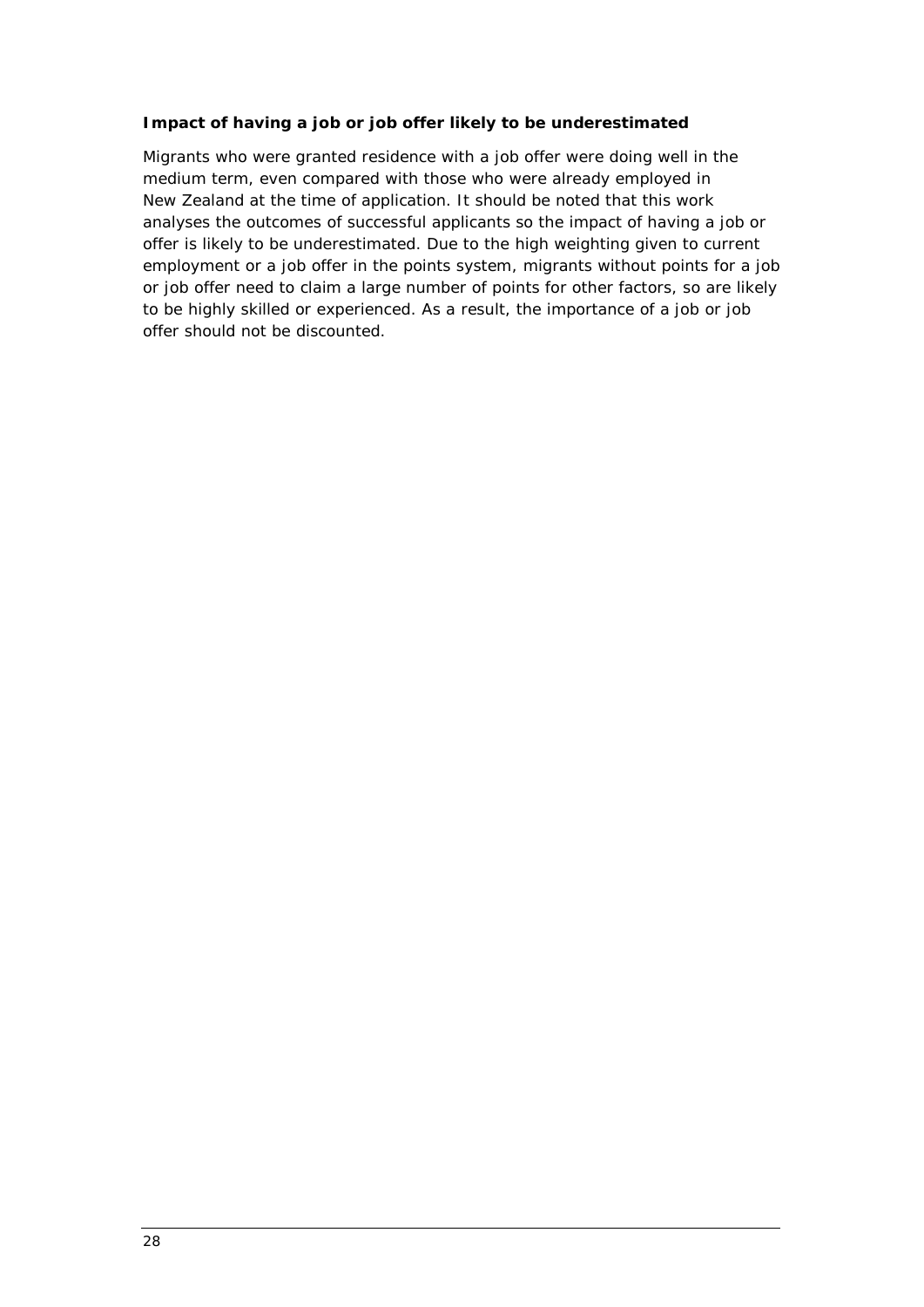**Impact of having a job or job offer likely to be underestimated**

Migrants who were granted residence with a job offer were doing well in the medium term, even compared with those who were already employed in New Zealand at the time of application. It should be noted that this work analyses the outcomes of successful applicants so the impact of having a job or offer is likely to be underestimated. Due to the high weighting given to current employment or a job offer in the points system, migrants without points for a job or job offer need to claim a large number of points for other factors, so are likely to be highly skilled or experienced. As a result, the importance of a job or job offer should not be discounted.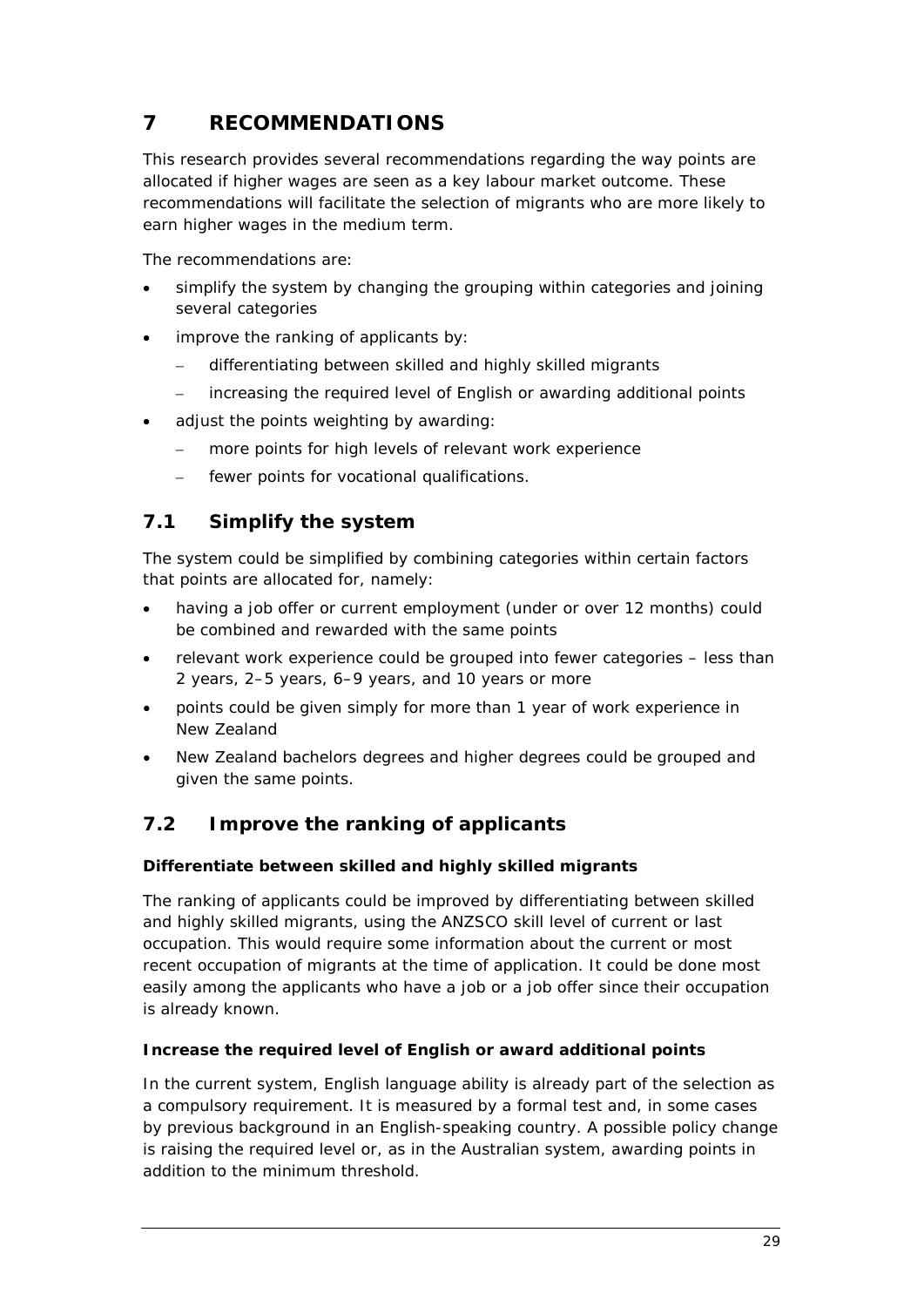# 7 RECOMMENDATIONS

This research provides several recommendations regarding the way points are allocated if higher wages are seen as a key labour market outcome. These recommendations will facilitate the selection of migrants who are more likely to earn higher wages in the medium term.

The recommendations are:

- simplify the system by changing the grouping within categories and joining several categories
- improve the ranking of applicants by:
  - differentiating between skilled and highly skilled migrants
  - increasing the required level of English or awarding additional points
- adjust the points weighting by awarding:
  - more points for high levels of relevant work experience
  - fewer points for vocational qualifications.

## 7.1 Simplify the system

The system could be simplified by combining categories within certain factors that points are allocated for, namely:

- having a job offer or current employment (under or over 12 months) could be combined and rewarded with the same points
- relevant work experience could be grouped into fewer categories – less than 2 years, 2–5 years, 6–9 years, and 10 years or more
- points could be given simply for more than 1 year of work experience in New Zealand
- New Zealand bachelors degrees and higher degrees could be grouped and given the same points.

## 7.2 Improve the ranking of applicants

**Differentiate between skilled and highly skilled migrants**

The ranking of applicants could be improved by differentiating between skilled and highly skilled migrants, using the ANZSCO skill level of current or last occupation. This would require some information about the current or most recent occupation of migrants at the time of application. It could be done most easily among the applicants who have a job or a job offer since their occupation is already known.

**Increase the required level of English or award additional points**

In the current system, English language ability is already part of the selection as a compulsory requirement. It is measured by a formal test and, in some cases by previous background in an English-speaking country. A possible policy change is raising the required level or, as in the Australian system, awarding points in addition to the minimum threshold.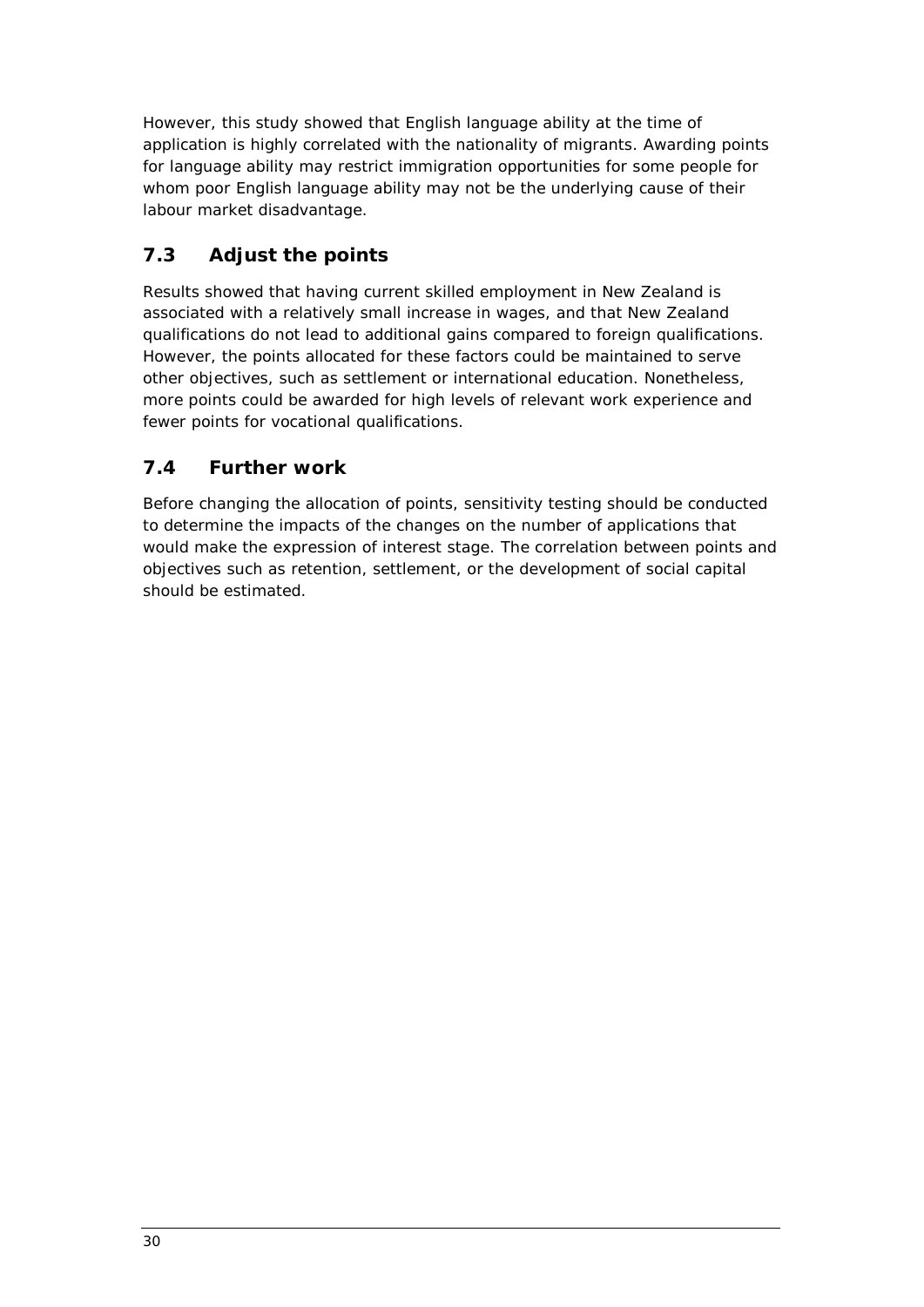However, this study showed that English language ability at the time of application is highly correlated with the nationality of migrants. Awarding points for language ability may restrict immigration opportunities for some people for whom poor English language ability may not be the underlying cause of their labour market disadvantage.

## 7.3 Adjust the points

Results showed that having current skilled employment in New Zealand is associated with a relatively small increase in wages, and that New Zealand qualifications do not lead to additional gains compared to foreign qualifications. However, the points allocated for these factors could be maintained to serve other objectives, such as settlement or international education. Nonetheless, more points could be awarded for high levels of relevant work experience and fewer points for vocational qualifications.

## 7.4 Further work

Before changing the allocation of points, sensitivity testing should be conducted to determine the impacts of the changes on the number of applications that would make the expression of interest stage. The correlation between points and objectives such as retention, settlement, or the development of social capital should be estimated.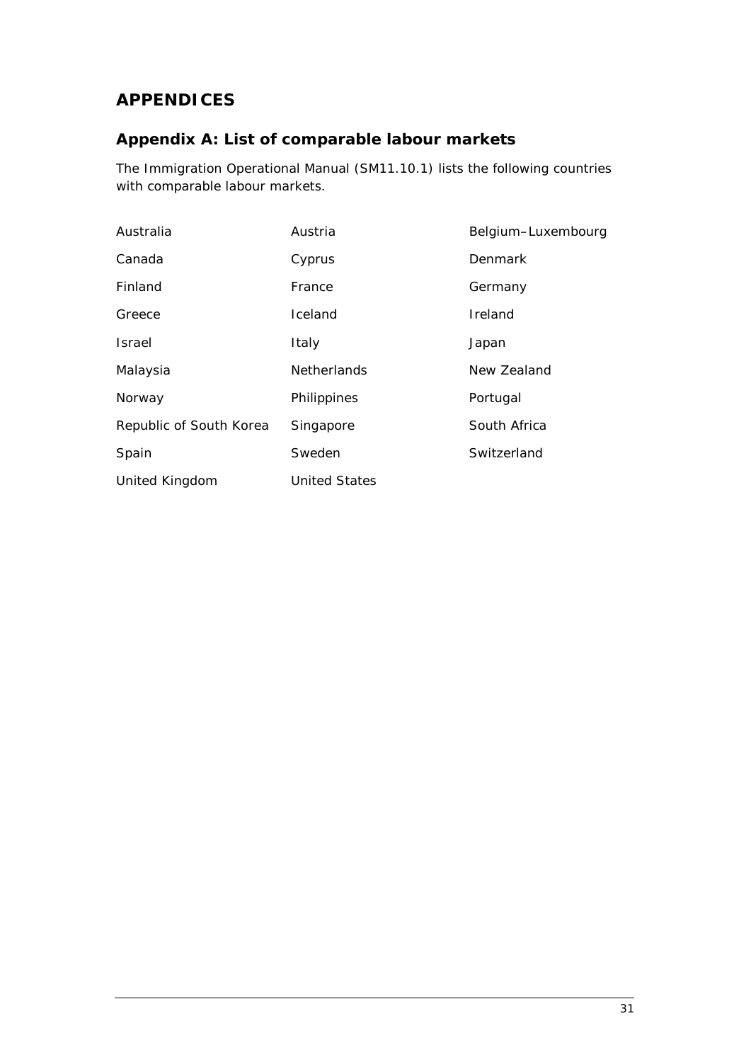# APPENDICES

## Appendix A: List of comparable labour markets

The Immigration Operational Manual (SM11.10.1) lists the following countries with comparable labour markets.

| | | |
|---|---|---|
| Australia | Austria | Belgium–Luxembourg |
| Canada | Cyprus | Denmark |
| Finland | France | Germany |
| Greece | Iceland | Ireland |
| Israel | Italy | Japan |
| Malaysia | Netherlands | New Zealand |
| Norway | Philippines | Portugal |
| Republic of South Korea | Singapore | South Africa |
| Spain | Sweden | Switzerland |
| United Kingdom | United States | |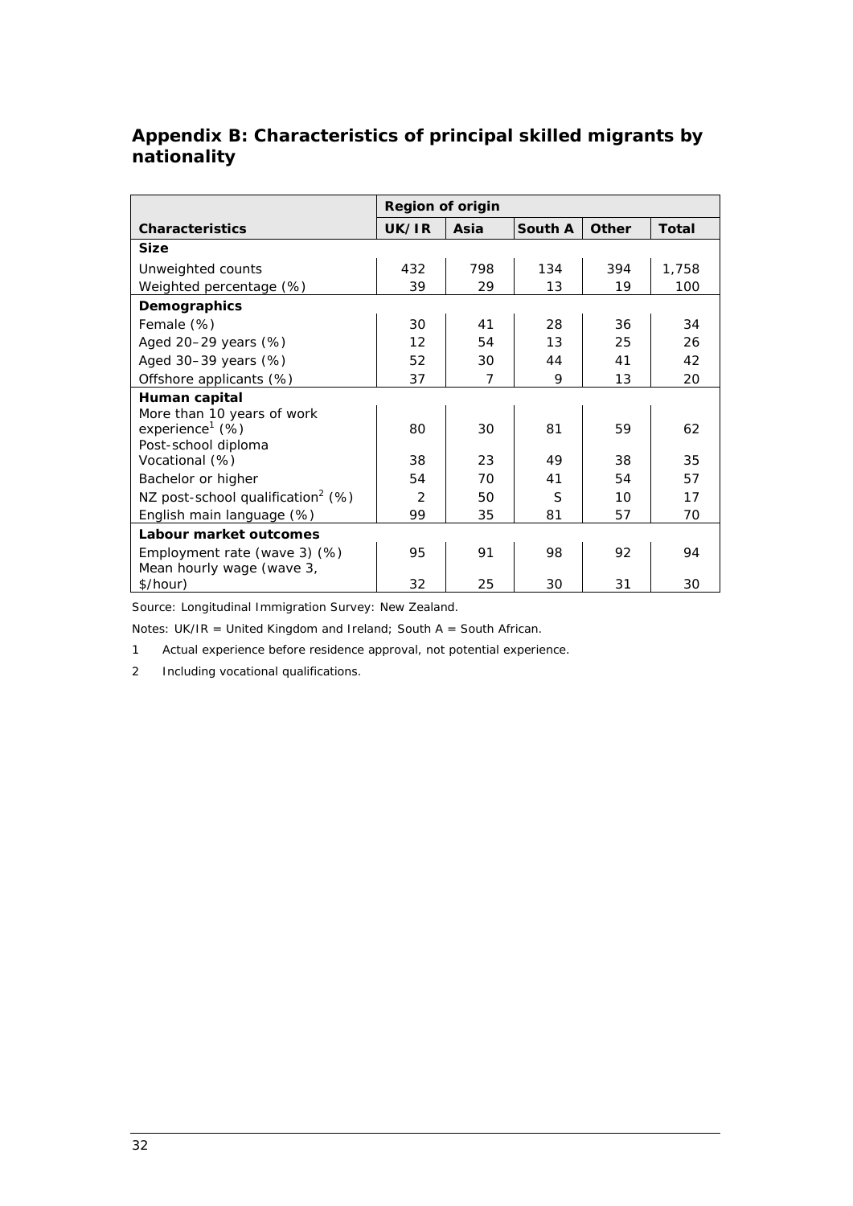## Appendix B: Characteristics of principal skilled migrants by nationality

| | Region of origin | | | | |
|---|---|---|---|---|---|
| **Characteristics** | **UK/IR** | **Asia** | **South A** | **Other** | **Total** |
| **Size** | | | | | |
| Unweighted counts | 432 | 798 | 134 | 394 | 1,758 |
| Weighted percentage (%) | 39 | 29 | 13 | 19 | 100 |
| **Demographics** | | | | | |
| Female (%) | 30 | 41 | 28 | 36 | 34 |
| Aged 20–29 years (%) | 12 | 54 | 13 | 25 | 26 |
| Aged 30–39 years (%) | 52 | 30 | 44 | 41 | 42 |
| Offshore applicants (%) | 37 | 7 | 9 | 13 | 20 |
| **Human capital** | | | | | |
| More than 10 years of work experience[1] (%) | 80 | 30 | 81 | 59 | 62 |
| Post-school diploma Vocational (%) | 38 | 23 | 49 | 38 | 35 |
| Bachelor or higher | 54 | 70 | 41 | 54 | 57 |
| NZ post-school qualification[2] (%) | 2 | 50 | S | 10 | 17 |
| English main language (%) | 99 | 35 | 81 | 57 | 70 |
| **Labour market outcomes** | | | | | |
| Employment rate (wave 3) (%) | 95 | 91 | 98 | 92 | 94 |
| Mean hourly wage (wave 3, $/hour) | 32 | 25 | 30 | 31 | 30 |

Source: Longitudinal Immigration Survey: New Zealand.

Notes: UK/IR = United Kingdom and Ireland; South A = South African.

1 Actual experience before residence approval, not potential experience.

2 Including vocational qualifications.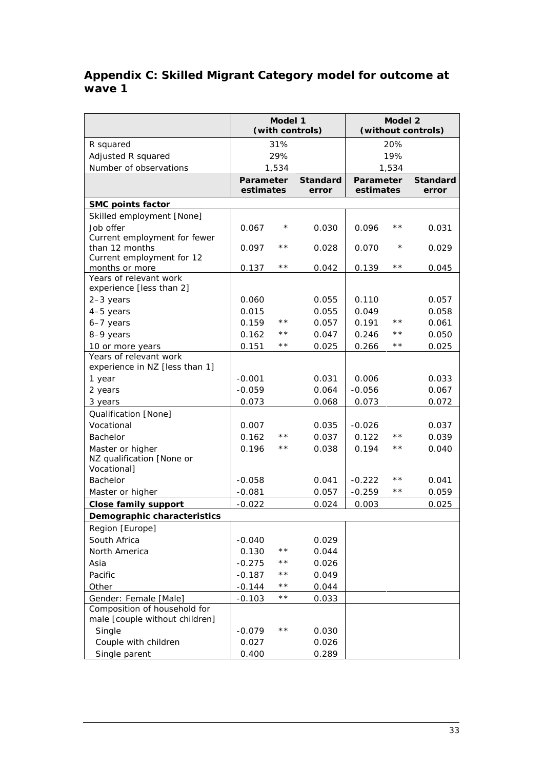## Appendix C: Skilled Migrant Category model for outcome at wave 1

| | Model 1 (with controls) | | | Model 2 (without controls) | | |
|---|---|---|---|---|---|---|
| R squared | 31% | | | 20% | | |
| Adjusted R squared | 29% | | | 19% | | |
| Number of observations | 1,534 | | | 1,534 | | |
| | **Parameter estimates** | | **Standard error** | **Parameter estimates** | | **Standard error** |
| **SMC points factor** | | | | | | |
| Skilled employment [None] | | | | | | |
| Job offer | 0.067 | * | 0.030 | 0.096 | ** | 0.031 |
| Current employment for fewer than 12 months | 0.097 | ** | 0.028 | 0.070 | * | 0.029 |
| Current employment for 12 months or more | 0.137 | ** | 0.042 | 0.139 | ** | 0.045 |
| Years of relevant work experience [less than 2] | | | | | | |
| 2–3 years | 0.060 | | 0.055 | 0.110 | | 0.057 |
| 4–5 years | 0.015 | | 0.055 | 0.049 | | 0.058 |
| 6–7 years | 0.159 | ** | 0.057 | 0.191 | ** | 0.061 |
| 8–9 years | 0.162 | ** | 0.047 | 0.246 | ** | 0.050 |
| 10 or more years | 0.151 | ** | 0.025 | 0.266 | ** | 0.025 |
| Years of relevant work experience in NZ [less than 1] | | | | | | |
| 1 year | -0.001 | | 0.031 | 0.006 | | 0.033 |
| 2 years | -0.059 | | 0.064 | -0.056 | | 0.067 |
| 3 years | 0.073 | | 0.068 | 0.073 | | 0.072 |
| Qualification [None] | | | | | | |
| Vocational | 0.007 | | 0.035 | -0.026 | | 0.037 |
| Bachelor | 0.162 | ** | 0.037 | 0.122 | ** | 0.039 |
| Master or higher | 0.196 | ** | 0.038 | 0.194 | ** | 0.040 |
| NZ qualification [None or Vocational] | | | | | | |
| Bachelor | -0.058 | | 0.041 | -0.222 | ** | 0.041 |
| Master or higher | -0.081 | | 0.057 | -0.259 | ** | 0.059 |
| **Close family support** | -0.022 | | 0.024 | 0.003 | | 0.025 |
| **Demographic characteristics** | | | | | | |
| Region [Europe] | | | | | | |
| South Africa | -0.040 | | 0.029 | | | |
| North America | 0.130 | ** | 0.044 | | | |
| Asia | -0.275 | ** | 0.026 | | | |
| Pacific | -0.187 | ** | 0.049 | | | |
| Other | -0.144 | ** | 0.044 | | | |
| Gender: Female [Male] | -0.103 | ** | 0.033 | | | |
| Composition of household for male [couple without children] | | | | | | |
| Single | -0.079 | ** | 0.030 | | | |
| Couple with children | 0.027 | | 0.026 | | | |
| Single parent | 0.400 | | 0.289 | | | |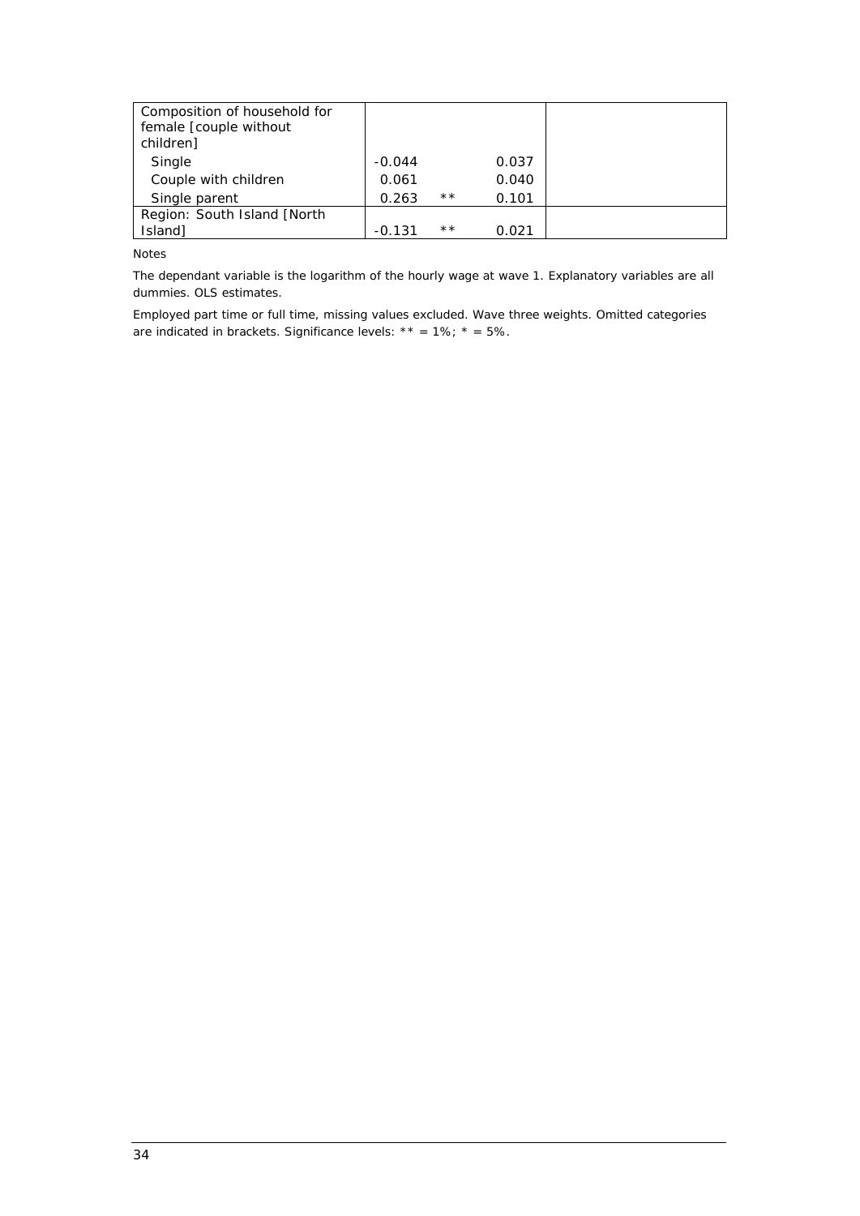| Composition of household for female [couple without children] | | | | |
|---|---|---|---|---|
| Single | -0.044 | | 0.037 | |
| Couple with children | 0.061 | | 0.040 | |
| Single parent | 0.263 | ** | 0.101 | |
| Region: South Island [North Island] | -0.131 | ** | 0.021 | |

Notes

The dependant variable is the logarithm of the hourly wage at wave 1. Explanatory variables are all dummies. OLS estimates.

Employed part time or full time, missing values excluded. Wave three weights. Omitted categories are indicated in brackets. Significance levels: ** = 1%; * = 5%.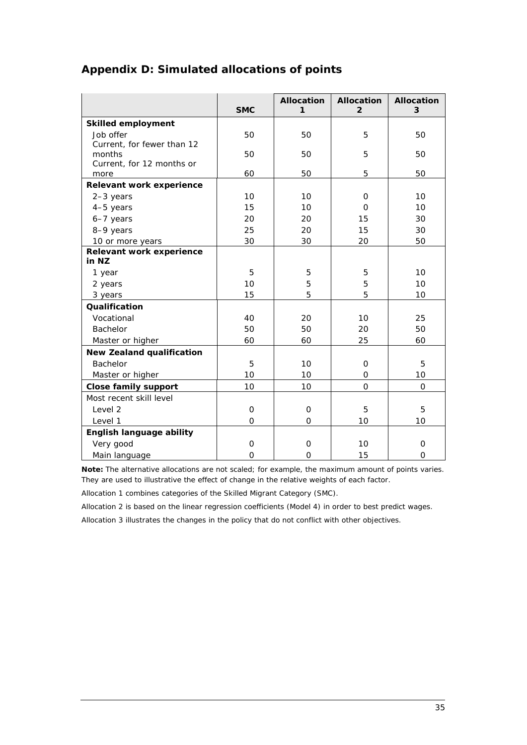## Appendix D: Simulated allocations of points

| | SMC | Allocation 1 | Allocation 2 | Allocation 3 |
|---|---|---|---|---|
| **Skilled employment** | | | | |
| Job offer | 50 | 50 | 5 | 50 |
| Current, for fewer than 12 months | 50 | 50 | 5 | 50 |
| Current, for 12 months or more | 60 | 50 | 5 | 50 |
| **Relevant work experience** | | | | |
| 2–3 years | 10 | 10 | 0 | 10 |
| 4–5 years | 15 | 10 | 0 | 10 |
| 6–7 years | 20 | 20 | 15 | 30 |
| 8–9 years | 25 | 20 | 15 | 30 |
| 10 or more years | 30 | 30 | 20 | 50 |
| **Relevant work experience in NZ** | | | | |
| 1 year | 5 | 5 | 5 | 10 |
| 2 years | 10 | 5 | 5 | 10 |
| 3 years | 15 | 5 | 5 | 10 |
| **Qualification** | | | | |
| Vocational | 40 | 20 | 10 | 25 |
| Bachelor | 50 | 50 | 20 | 50 |
| Master or higher | 60 | 60 | 25 | 60 |
| **New Zealand qualification** | | | | |
| Bachelor | 5 | 10 | 0 | 5 |
| Master or higher | 10 | 10 | 0 | 10 |
| **Close family support** | 10 | 10 | 0 | 0 |
| Most recent skill level | | | | |
| Level 2 | 0 | 0 | 5 | 5 |
| Level 1 | 0 | 0 | 10 | 10 |
| **English language ability** | | | | |
| Very good | 0 | 0 | 10 | 0 |
| Main language | 0 | 0 | 15 | 0 |

**Note:** The alternative allocations are not scaled; for example, the maximum amount of points varies. They are used to illustrative the effect of change in the relative weights of each factor.

Allocation 1 combines categories of the Skilled Migrant Category (SMC).

Allocation 2 is based on the linear regression coefficients (Model 4) in order to best predict wages.

Allocation 3 illustrates the changes in the policy that do not conflict with other objectives.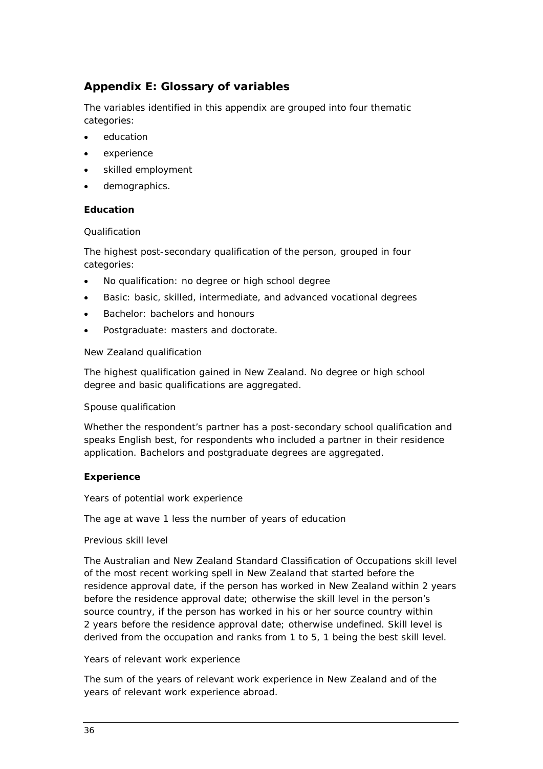## Appendix E: Glossary of variables

The variables identified in this appendix are grouped into four thematic categories:

- education
- experience
- skilled employment
- demographics.

### Education

Qualification

The highest post-secondary qualification of the person, grouped in four categories:

- No qualification: no degree or high school degree
- Basic: basic, skilled, intermediate, and advanced vocational degrees
- Bachelor: bachelors and honours
- Postgraduate: masters and doctorate.

New Zealand qualification

The highest qualification gained in New Zealand. No degree or high school degree and basic qualifications are aggregated.

Spouse qualification

Whether the respondent's partner has a post-secondary school qualification and speaks English best, for respondents who included a partner in their residence application. Bachelors and postgraduate degrees are aggregated.

### Experience

Years of potential work experience

The age at wave 1 less the number of years of education

Previous skill level

The Australian and New Zealand Standard Classification of Occupations skill level of the most recent working spell in New Zealand that started before the residence approval date, if the person has worked in New Zealand within 2 years before the residence approval date; otherwise the skill level in the person's source country, if the person has worked in his or her source country within 2 years before the residence approval date; otherwise undefined. Skill level is derived from the occupation and ranks from 1 to 5, 1 being the best skill level.

Years of relevant work experience

The sum of the years of relevant work experience in New Zealand and of the years of relevant work experience abroad.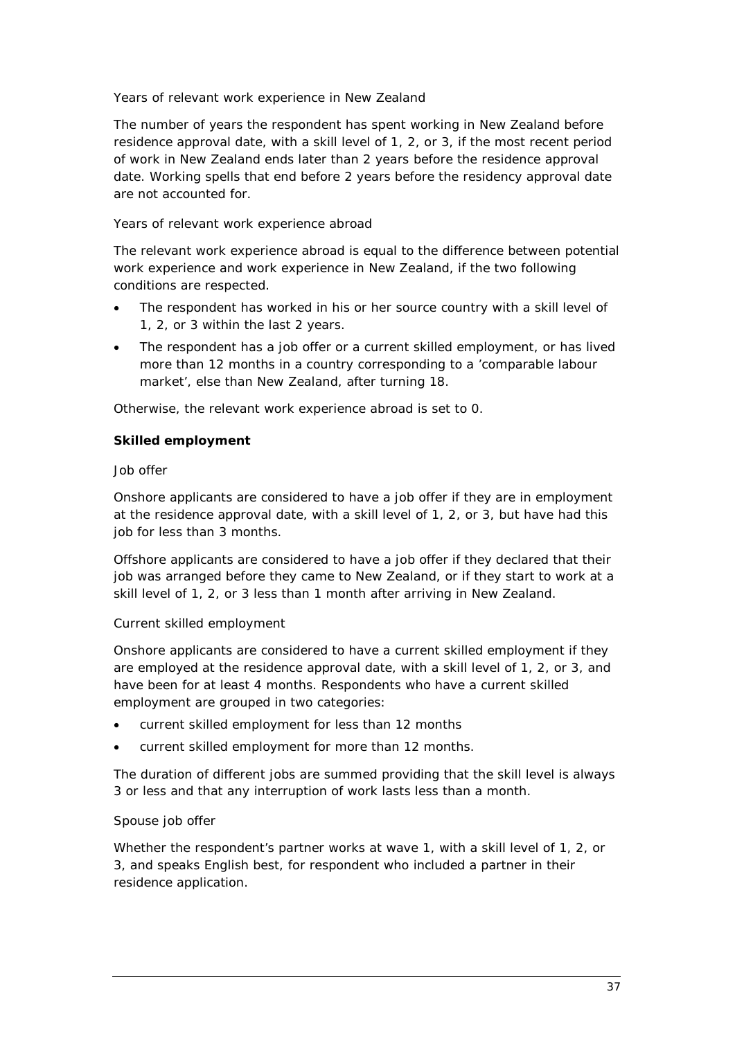Years of relevant work experience in New Zealand

The number of years the respondent has spent working in New Zealand before residence approval date, with a skill level of 1, 2, or 3, if the most recent period of work in New Zealand ends later than 2 years before the residence approval date. Working spells that end before 2 years before the residency approval date are not accounted for.

Years of relevant work experience abroad

The relevant work experience abroad is equal to the difference between potential work experience and work experience in New Zealand, if the two following conditions are respected.

- The respondent has worked in his or her source country with a skill level of 1, 2, or 3 within the last 2 years.
- The respondent has a job offer or a current skilled employment, or has lived more than 12 months in a country corresponding to a 'comparable labour market', else than New Zealand, after turning 18.

Otherwise, the relevant work experience abroad is set to 0.

**Skilled employment**

Job offer

Onshore applicants are considered to have a job offer if they are in employment at the residence approval date, with a skill level of 1, 2, or 3, but have had this job for less than 3 months.

Offshore applicants are considered to have a job offer if they declared that their job was arranged before they came to New Zealand, or if they start to work at a skill level of 1, 2, or 3 less than 1 month after arriving in New Zealand.

Current skilled employment

Onshore applicants are considered to have a current skilled employment if they are employed at the residence approval date, with a skill level of 1, 2, or 3, and have been for at least 4 months. Respondents who have a current skilled employment are grouped in two categories:

- current skilled employment for less than 12 months
- current skilled employment for more than 12 months.

The duration of different jobs are summed providing that the skill level is always 3 or less and that any interruption of work lasts less than a month.

Spouse job offer

Whether the respondent's partner works at wave 1, with a skill level of 1, 2, or 3, and speaks English best, for respondent who included a partner in their residence application.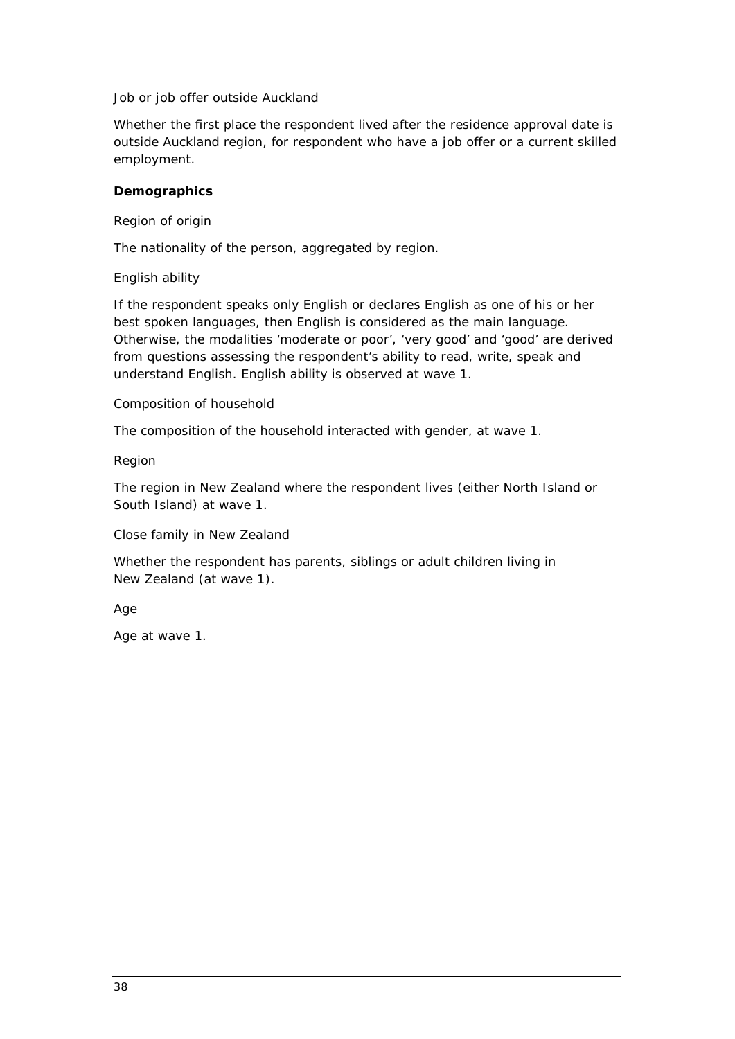Job or job offer outside Auckland

Whether the first place the respondent lived after the residence approval date is outside Auckland region, for respondent who have a job offer or a current skilled employment.

**Demographics**

Region of origin

The nationality of the person, aggregated by region.

English ability

If the respondent speaks only English or declares English as one of his or her best spoken languages, then English is considered as the main language. Otherwise, the modalities 'moderate or poor', 'very good' and 'good' are derived from questions assessing the respondent's ability to read, write, speak and understand English. English ability is observed at wave 1.

Composition of household

The composition of the household interacted with gender, at wave 1.

Region

The region in New Zealand where the respondent lives (either North Island or South Island) at wave 1.

Close family in New Zealand

Whether the respondent has parents, siblings or adult children living in New Zealand (at wave 1).

Age

Age at wave 1.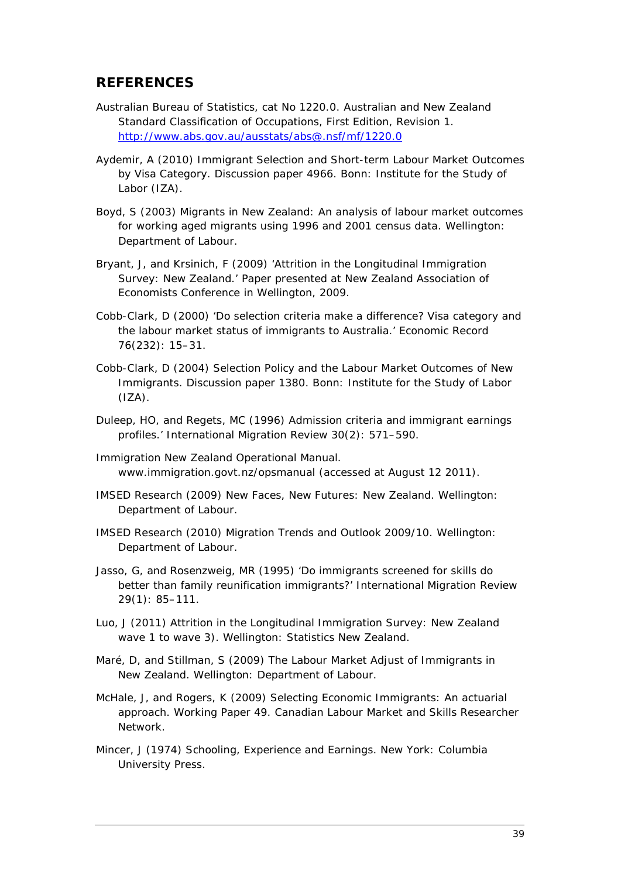## REFERENCES

Australian Bureau of Statistics, cat No 1220.0. Australian and New Zealand Standard Classification of Occupations, First Edition, Revision 1. http://www.abs.gov.au/ausstats/abs@.nsf/mf/1220.0

Aydemir, A (2010) Immigrant Selection and Short-term Labour Market Outcomes by Visa Category. Discussion paper 4966. Bonn: Institute for the Study of Labor (IZA).

Boyd, S (2003) Migrants in New Zealand: An analysis of labour market outcomes for working aged migrants using 1996 and 2001 census data. Wellington: Department of Labour.

Bryant, J, and Krsinich, F (2009) 'Attrition in the Longitudinal Immigration Survey: New Zealand.' Paper presented at New Zealand Association of Economists Conference in Wellington, 2009.

Cobb-Clark, D (2000) 'Do selection criteria make a difference? Visa category and the labour market status of immigrants to Australia.' Economic Record 76(232): 15–31.

Cobb-Clark, D (2004) Selection Policy and the Labour Market Outcomes of New Immigrants. Discussion paper 1380. Bonn: Institute for the Study of Labor (IZA).

Duleep, HO, and Regets, MC (1996) Admission criteria and immigrant earnings profiles.' International Migration Review 30(2): 571–590.

Immigration New Zealand Operational Manual. www.immigration.govt.nz/opsmanual (accessed at August 12 2011).

IMSED Research (2009) New Faces, New Futures: New Zealand. Wellington: Department of Labour.

IMSED Research (2010) Migration Trends and Outlook 2009/10. Wellington: Department of Labour.

Jasso, G, and Rosenzweig, MR (1995) 'Do immigrants screened for skills do better than family reunification immigrants?' International Migration Review 29(1): 85–111.

Luo, J (2011) Attrition in the Longitudinal Immigration Survey: New Zealand wave 1 to wave 3). Wellington: Statistics New Zealand.

Maré, D, and Stillman, S (2009) The Labour Market Adjust of Immigrants in New Zealand. Wellington: Department of Labour.

McHale, J, and Rogers, K (2009) Selecting Economic Immigrants: An actuarial approach. Working Paper 49. Canadian Labour Market and Skills Researcher Network.

Mincer, J (1974) Schooling, Experience and Earnings. New York: Columbia University Press.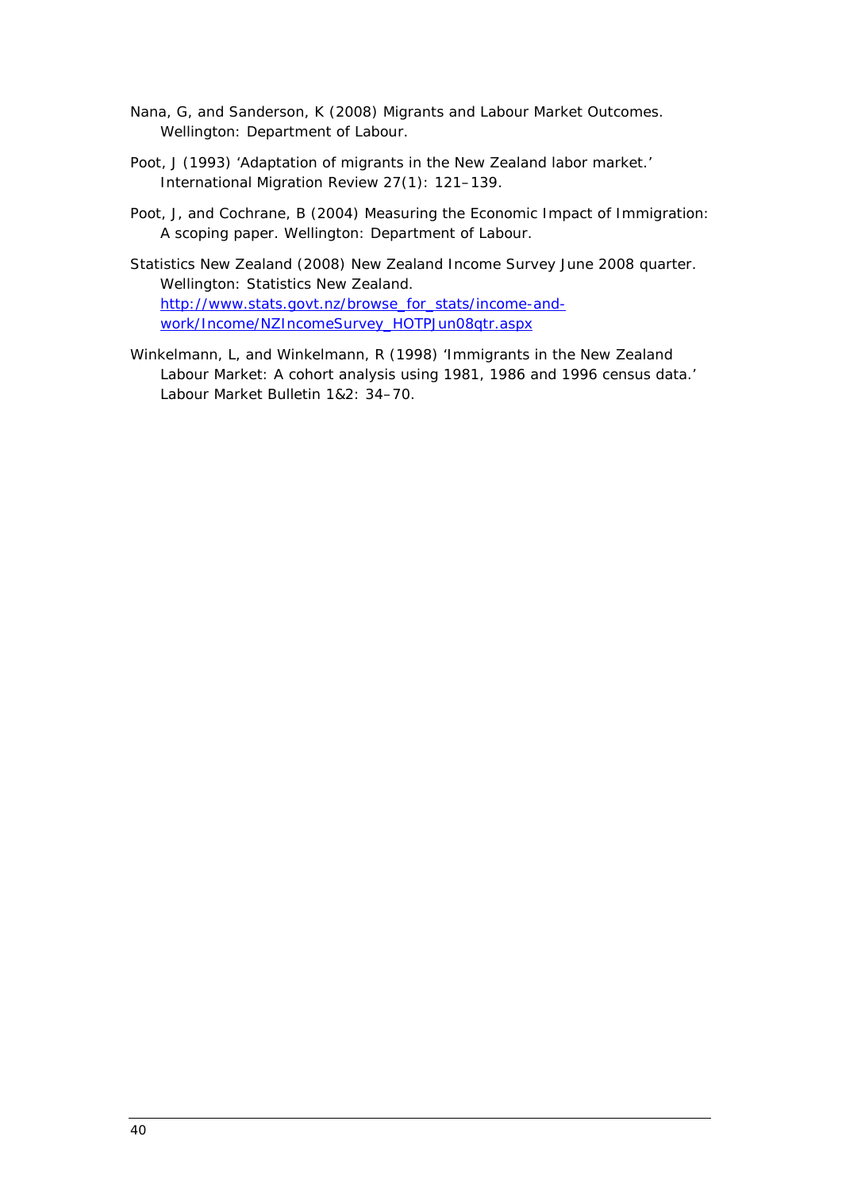Nana, G, and Sanderson, K (2008) Migrants and Labour Market Outcomes. Wellington: Department of Labour.

Poot, J (1993) 'Adaptation of migrants in the New Zealand labor market.' International Migration Review 27(1): 121–139.

Poot, J, and Cochrane, B (2004) Measuring the Economic Impact of Immigration: A scoping paper. Wellington: Department of Labour.

Statistics New Zealand (2008) New Zealand Income Survey June 2008 quarter. Wellington: Statistics New Zealand. http://www.stats.govt.nz/browse_for_stats/income-and-work/Income/NZIncomeSurvey_HOTPJun08qtr.aspx

Winkelmann, L, and Winkelmann, R (1998) 'Immigrants in the New Zealand Labour Market: A cohort analysis using 1981, 1986 and 1996 census data.' Labour Market Bulletin 1&2: 34–70.